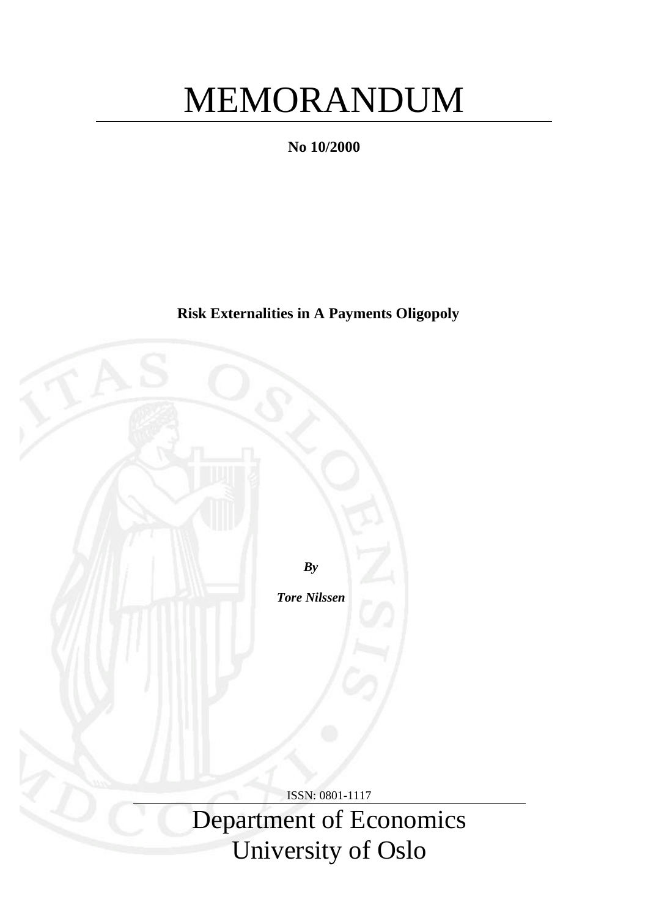# MEMORANDUM

**No 10/2000**

**Risk Externalities in A Payments Oligopoly**

***By***

***Tore Nilssen***

ISSN: 0801-1117

Department of Economics
University of Oslo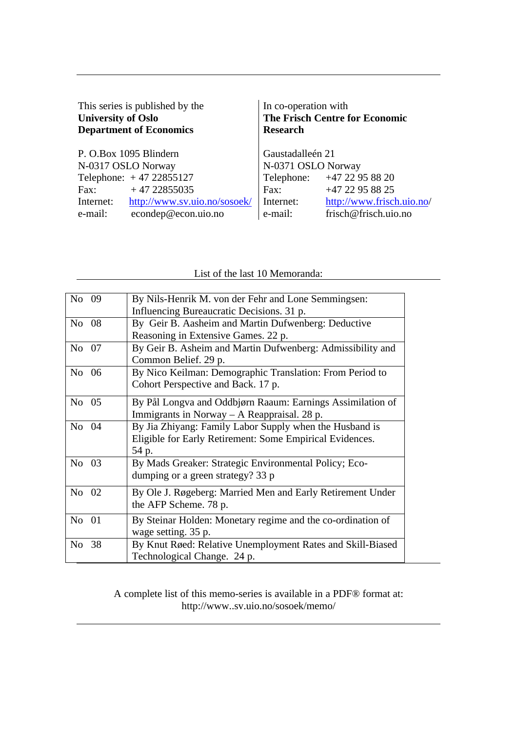| This series is published by the **University of Oslo Department of Economics** | In co-operation with **The Frisch Centre for Economic Research** |
|---|---|
| P. O.Box 1095 Blindern | Gaustadalleén 21 |
| N-0317 OSLO Norway | N-0371 OSLO Norway |
| Telephone: + 47 22855127 | Telephone: +47 22 95 88 20 |
| Fax: + 47 22855035 | Fax: +47 22 95 88 25 |
| Internet: http://www.sv.uio.no/sosoek/ | Internet: http://www.frisch.uio.no/ |
| e-mail: econdep@econ.uio.no | e-mail: frisch@frisch.uio.no |

List of the last 10 Memoranda:

| | |
|---|---|
| No 09 | By Nils-Henrik M. von der Fehr and Lone Semmingsen: Influencing Bureaucratic Decisions. 31 p. |
| No 08 | By Geir B. Aasheim and Martin Dufwenberg: Deductive Reasoning in Extensive Games. 22 p. |
| No 07 | By Geir B. Asheim and Martin Dufwenberg: Admissibility and Common Belief. 29 p. |
| No 06 | By Nico Keilman: Demographic Translation: From Period to Cohort Perspective and Back. 17 p. |
| No 05 | By Pål Longva and Oddbjørn Raaum: Earnings Assimilation of Immigrants in Norway – A Reappraisal. 28 p. |
| No 04 | By Jia Zhiyang: Family Labor Supply when the Husband is Eligible for Early Retirement: Some Empirical Evidences. 54 p. |
| No 03 | By Mads Greaker: Strategic Environmental Policy; Eco-dumping or a green strategy? 33 p |
| No 02 | By Ole J. Røgeberg: Married Men and Early Retirement Under the AFP Scheme. 78 p. |
| No 01 | By Steinar Holden: Monetary regime and the co-ordination of wage setting. 35 p. |
| No 38 | By Knut Røed: Relative Unemployment Rates and Skill-Biased Technological Change. 24 p. |

A complete list of this memo-series is available in a PDF® format at:
http://www..sv.uio.no/sosoek/memo/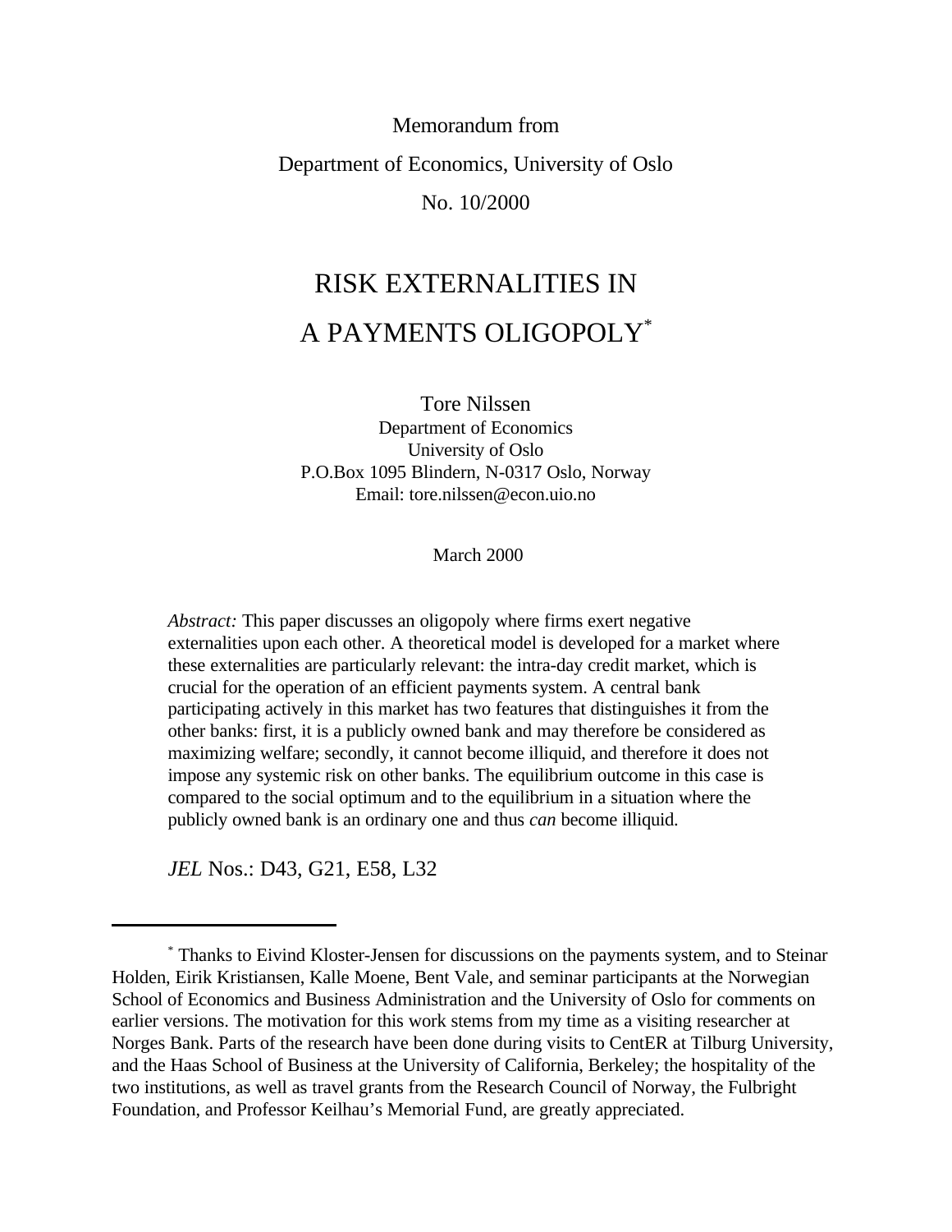Memorandum from

Department of Economics, University of Oslo

No. 10/2000

# RISK EXTERNALITIES IN A PAYMENTS OLIGOPOLY*

Tore Nilssen
Department of Economics
University of Oslo
P.O.Box 1095 Blindern, N-0317 Oslo, Norway
Email: tore.nilssen@econ.uio.no

March 2000

*Abstract:* This paper discusses an oligopoly where firms exert negative externalities upon each other. A theoretical model is developed for a market where these externalities are particularly relevant: the intra-day credit market, which is crucial for the operation of an efficient payments system. A central bank participating actively in this market has two features that distinguishes it from the other banks: first, it is a publicly owned bank and may therefore be considered as maximizing welfare; secondly, it cannot become illiquid, and therefore it does not impose any systemic risk on other banks. The equilibrium outcome in this case is compared to the social optimum and to the equilibrium in a situation where the publicly owned bank is an ordinary one and thus *can* become illiquid.

*JEL* Nos.: D43, G21, E58, L32

---

\* Thanks to Eivind Kloster-Jensen for discussions on the payments system, and to Steinar Holden, Eirik Kristiansen, Kalle Moene, Bent Vale, and seminar participants at the Norwegian School of Economics and Business Administration and the University of Oslo for comments on earlier versions. The motivation for this work stems from my time as a visiting researcher at Norges Bank. Parts of the research have been done during visits to CentER at Tilburg University, and the Haas School of Business at the University of California, Berkeley; the hospitality of the two institutions, as well as travel grants from the Research Council of Norway, the Fulbright Foundation, and Professor Keilhau's Memorial Fund, are greatly appreciated.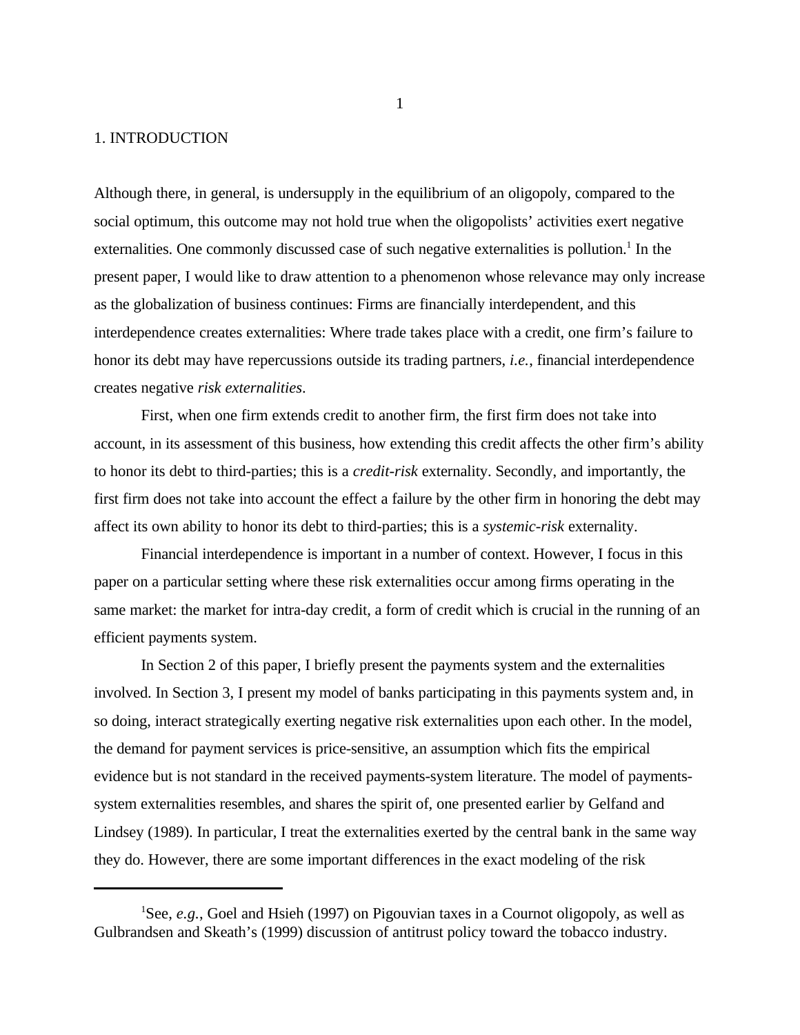# 1. INTRODUCTION

Although there, in general, is undersupply in the equilibrium of an oligopoly, compared to the social optimum, this outcome may not hold true when the oligopolists' activities exert negative externalities. One commonly discussed case of such negative externalities is pollution.[1] In the present paper, I would like to draw attention to a phenomenon whose relevance may only increase as the globalization of business continues: Firms are financially interdependent, and this interdependence creates externalities: Where trade takes place with a credit, one firm's failure to honor its debt may have repercussions outside its trading partners, *i.e.*, financial interdependence creates negative *risk externalities*.

First, when one firm extends credit to another firm, the first firm does not take into account, in its assessment of this business, how extending this credit affects the other firm's ability to honor its debt to third-parties; this is a *credit-risk* externality. Secondly, and importantly, the first firm does not take into account the effect a failure by the other firm in honoring the debt may affect its own ability to honor its debt to third-parties; this is a *systemic-risk* externality.

Financial interdependence is important in a number of context. However, I focus in this paper on a particular setting where these risk externalities occur among firms operating in the same market: the market for intra-day credit, a form of credit which is crucial in the running of an efficient payments system.

In Section 2 of this paper, I briefly present the payments system and the externalities involved. In Section 3, I present my model of banks participating in this payments system and, in so doing, interact strategically exerting negative risk externalities upon each other. In the model, the demand for payment services is price-sensitive, an assumption which fits the empirical evidence but is not standard in the received payments-system literature. The model of payments-system externalities resembles, and shares the spirit of, one presented earlier by Gelfand and Lindsey (1989). In particular, I treat the externalities exerted by the central bank in the same way they do. However, there are some important differences in the exact modeling of the risk

[1] See, *e.g.*, Goel and Hsieh (1997) on Pigouvian taxes in a Cournot oligopoly, as well as Gulbrandsen and Skeath's (1999) discussion of antitrust policy toward the tobacco industry.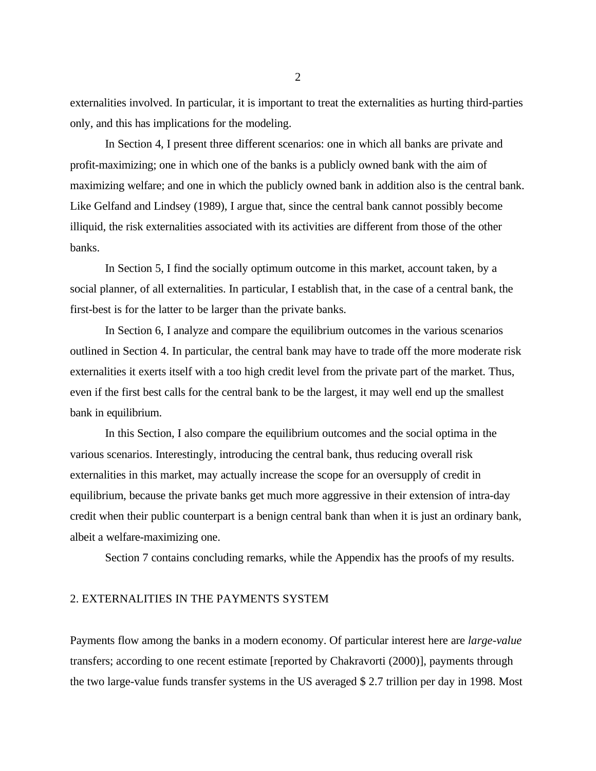externalities involved. In particular, it is important to treat the externalities as hurting third-parties only, and this has implications for the modeling.

In Section 4, I present three different scenarios: one in which all banks are private and profit-maximizing; one in which one of the banks is a publicly owned bank with the aim of maximizing welfare; and one in which the publicly owned bank in addition also is the central bank. Like Gelfand and Lindsey (1989), I argue that, since the central bank cannot possibly become illiquid, the risk externalities associated with its activities are different from those of the other banks.

In Section 5, I find the socially optimum outcome in this market, account taken, by a social planner, of all externalities. In particular, I establish that, in the case of a central bank, the first-best is for the latter to be larger than the private banks.

In Section 6, I analyze and compare the equilibrium outcomes in the various scenarios outlined in Section 4. In particular, the central bank may have to trade off the more moderate risk externalities it exerts itself with a too high credit level from the private part of the market. Thus, even if the first best calls for the central bank to be the largest, it may well end up the smallest bank in equilibrium.

In this Section, I also compare the equilibrium outcomes and the social optima in the various scenarios. Interestingly, introducing the central bank, thus reducing overall risk externalities in this market, may actually increase the scope for an oversupply of credit in equilibrium, because the private banks get much more aggressive in their extension of intra-day credit when their public counterpart is a benign central bank than when it is just an ordinary bank, albeit a welfare-maximizing one.

Section 7 contains concluding remarks, while the Appendix has the proofs of my results.

## 2. EXTERNALITIES IN THE PAYMENTS SYSTEM

Payments flow among the banks in a modern economy. Of particular interest here are *large-value* transfers; according to one recent estimate [reported by Chakravorti (2000)], payments through the two large-value funds transfer systems in the US averaged $ 2.7 trillion per day in 1998. Most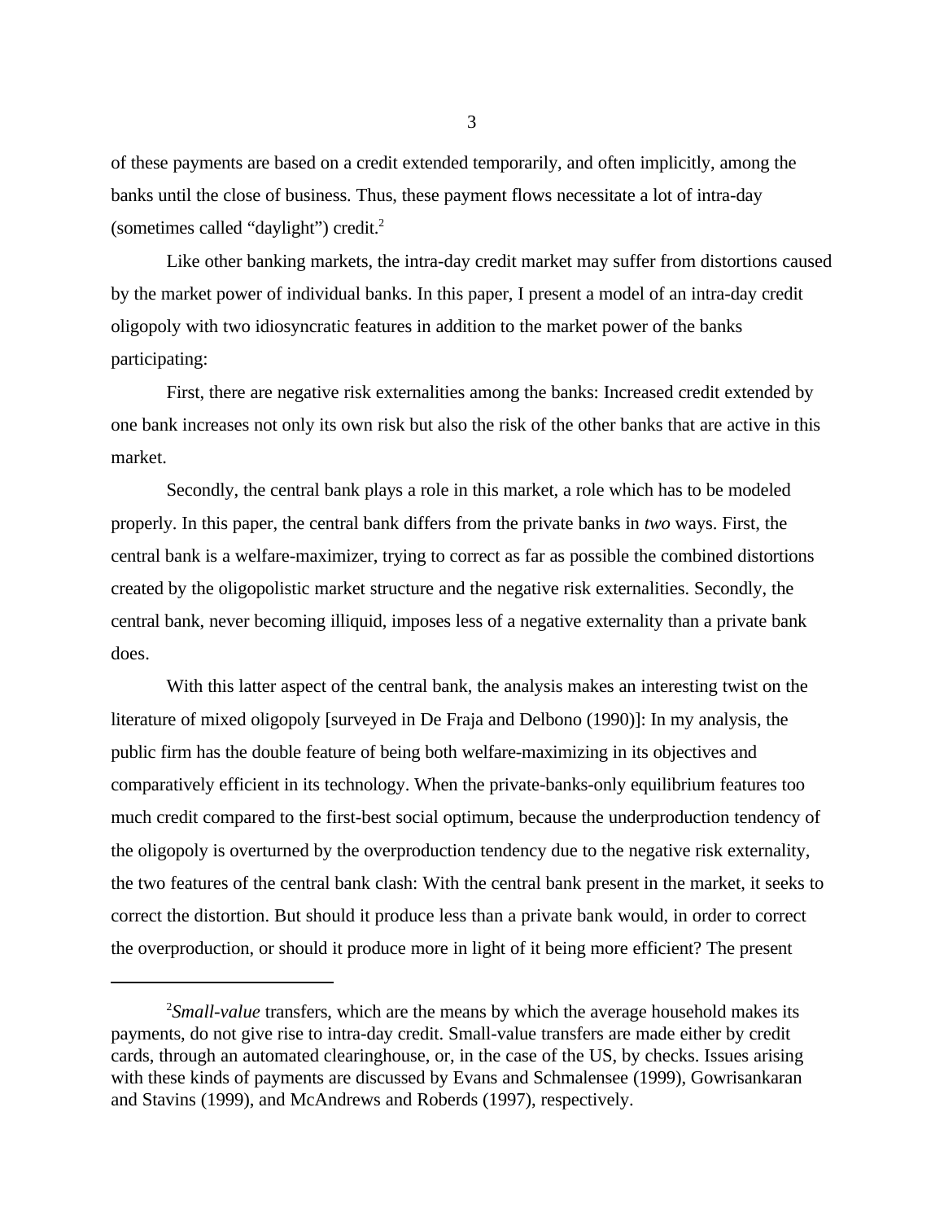of these payments are based on a credit extended temporarily, and often implicitly, among the banks until the close of business. Thus, these payment flows necessitate a lot of intra-day (sometimes called "daylight") credit.[2]

Like other banking markets, the intra-day credit market may suffer from distortions caused by the market power of individual banks. In this paper, I present a model of an intra-day credit oligopoly with two idiosyncratic features in addition to the market power of the banks participating:

First, there are negative risk externalities among the banks: Increased credit extended by one bank increases not only its own risk but also the risk of the other banks that are active in this market.

Secondly, the central bank plays a role in this market, a role which has to be modeled properly. In this paper, the central bank differs from the private banks in *two* ways. First, the central bank is a welfare-maximizer, trying to correct as far as possible the combined distortions created by the oligopolistic market structure and the negative risk externalities. Secondly, the central bank, never becoming illiquid, imposes less of a negative externality than a private bank does.

With this latter aspect of the central bank, the analysis makes an interesting twist on the literature of mixed oligopoly [surveyed in De Fraja and Delbono (1990)]: In my analysis, the public firm has the double feature of being both welfare-maximizing in its objectives and comparatively efficient in its technology. When the private-banks-only equilibrium features too much credit compared to the first-best social optimum, because the underproduction tendency of the oligopoly is overturned by the overproduction tendency due to the negative risk externality, the two features of the central bank clash: With the central bank present in the market, it seeks to correct the distortion. But should it produce less than a private bank would, in order to correct the overproduction, or should it produce more in light of it being more efficient? The present

[2] *Small-value* transfers, which are the means by which the average household makes its payments, do not give rise to intra-day credit. Small-value transfers are made either by credit cards, through an automated clearinghouse, or, in the case of the US, by checks. Issues arising with these kinds of payments are discussed by Evans and Schmalensee (1999), Gowrisankaran and Stavins (1999), and McAndrews and Roberds (1997), respectively.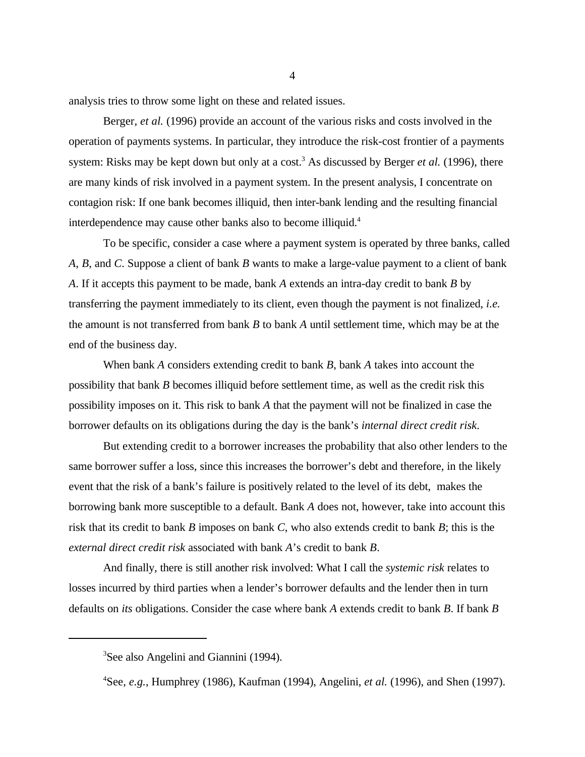analysis tries to throw some light on these and related issues.

Berger, *et al.* (1996) provide an account of the various risks and costs involved in the operation of payments systems. In particular, they introduce the risk-cost frontier of a payments system: Risks may be kept down but only at a cost.[3] As discussed by Berger *et al.* (1996), there are many kinds of risk involved in a payment system. In the present analysis, I concentrate on contagion risk: If one bank becomes illiquid, then inter-bank lending and the resulting financial interdependence may cause other banks also to become illiquid.[4]

To be specific, consider a case where a payment system is operated by three banks, called *A*, *B*, and *C*. Suppose a client of bank *B* wants to make a large-value payment to a client of bank *A*. If it accepts this payment to be made, bank *A* extends an intra-day credit to bank *B* by transferring the payment immediately to its client, even though the payment is not finalized, *i.e.* the amount is not transferred from bank *B* to bank *A* until settlement time, which may be at the end of the business day.

When bank *A* considers extending credit to bank *B*, bank *A* takes into account the possibility that bank *B* becomes illiquid before settlement time, as well as the credit risk this possibility imposes on it. This risk to bank *A* that the payment will not be finalized in case the borrower defaults on its obligations during the day is the bank's *internal direct credit risk*.

But extending credit to a borrower increases the probability that also other lenders to the same borrower suffer a loss, since this increases the borrower's debt and therefore, in the likely event that the risk of a bank's failure is positively related to the level of its debt, makes the borrowing bank more susceptible to a default. Bank *A* does not, however, take into account this risk that its credit to bank *B* imposes on bank *C*, who also extends credit to bank *B*; this is the *external direct credit risk* associated with bank *A*'s credit to bank *B*.

And finally, there is still another risk involved: What I call the *systemic risk* relates to losses incurred by third parties when a lender's borrower defaults and the lender then in turn defaults on *its* obligations. Consider the case where bank *A* extends credit to bank *B*. If bank *B*

---

[3]See also Angelini and Giannini (1994).

[4]See, *e.g.*, Humphrey (1986), Kaufman (1994), Angelini, *et al.* (1996), and Shen (1997).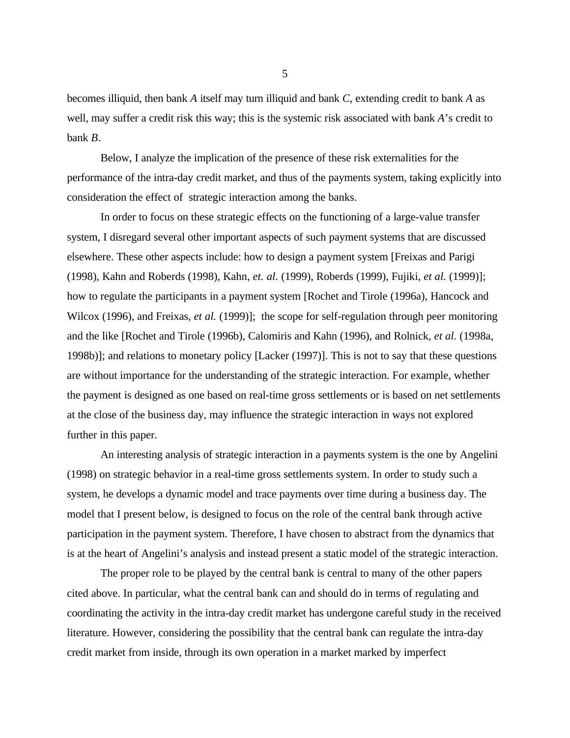becomes illiquid, then bank *A* itself may turn illiquid and bank *C*, extending credit to bank *A* as well, may suffer a credit risk this way; this is the systemic risk associated with bank *A*'s credit to bank *B*.

Below, I analyze the implication of the presence of these risk externalities for the performance of the intra-day credit market, and thus of the payments system, taking explicitly into consideration the effect of strategic interaction among the banks.

In order to focus on these strategic effects on the functioning of a large-value transfer system, I disregard several other important aspects of such payment systems that are discussed elsewhere. These other aspects include: how to design a payment system [Freixas and Parigi (1998), Kahn and Roberds (1998), Kahn, *et. al.* (1999), Roberds (1999), Fujiki, *et al.* (1999)]; how to regulate the participants in a payment system [Rochet and Tirole (1996a), Hancock and Wilcox (1996), and Freixas, *et al.* (1999)]; the scope for self-regulation through peer monitoring and the like [Rochet and Tirole (1996b), Calomiris and Kahn (1996), and Rolnick, *et al.* (1998a, 1998b)]; and relations to monetary policy [Lacker (1997)]. This is not to say that these questions are without importance for the understanding of the strategic interaction. For example, whether the payment is designed as one based on real-time gross settlements or is based on net settlements at the close of the business day, may influence the strategic interaction in ways not explored further in this paper.

An interesting analysis of strategic interaction in a payments system is the one by Angelini (1998) on strategic behavior in a real-time gross settlements system. In order to study such a system, he develops a dynamic model and trace payments over time during a business day. The model that I present below, is designed to focus on the role of the central bank through active participation in the payment system. Therefore, I have chosen to abstract from the dynamics that is at the heart of Angelini's analysis and instead present a static model of the strategic interaction.

The proper role to be played by the central bank is central to many of the other papers cited above. In particular, what the central bank can and should do in terms of regulating and coordinating the activity in the intra-day credit market has undergone careful study in the received literature. However, considering the possibility that the central bank can regulate the intra-day credit market from inside, through its own operation in a market marked by imperfect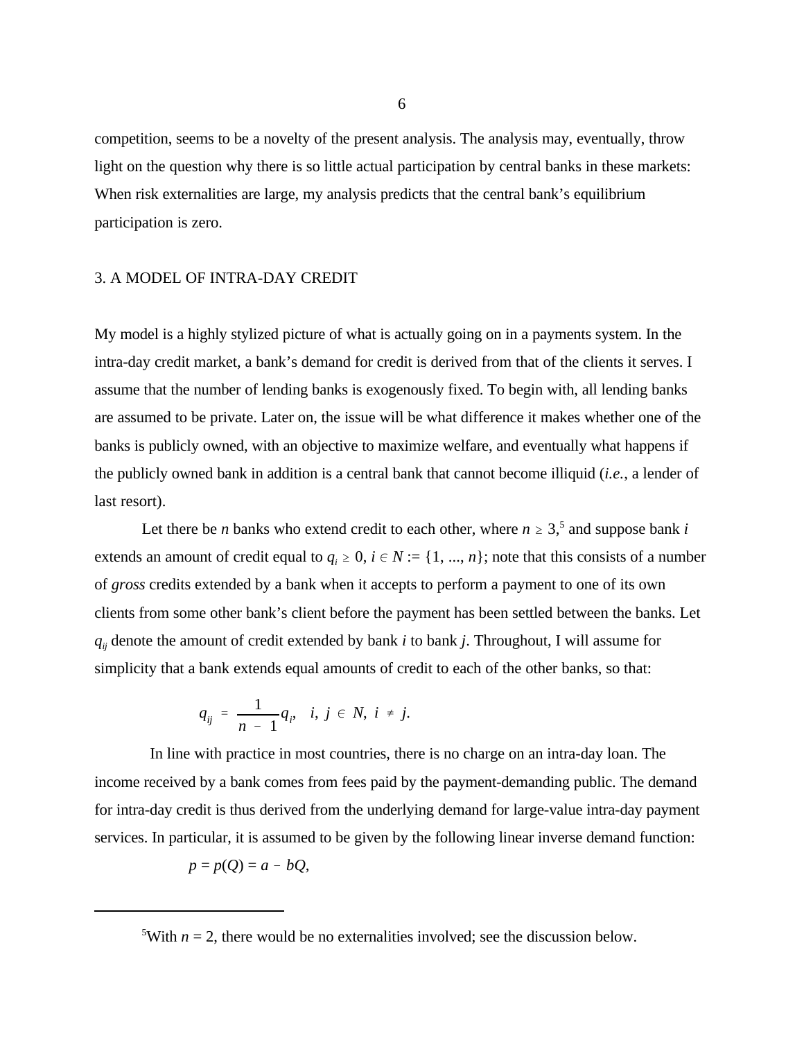competition, seems to be a novelty of the present analysis. The analysis may, eventually, throw light on the question why there is so little actual participation by central banks in these markets: When risk externalities are large, my analysis predicts that the central bank's equilibrium participation is zero.

## 3. A MODEL OF INTRA-DAY CREDIT

My model is a highly stylized picture of what is actually going on in a payments system. In the intra-day credit market, a bank's demand for credit is derived from that of the clients it serves. I assume that the number of lending banks is exogenously fixed. To begin with, all lending banks are assumed to be private. Later on, the issue will be what difference it makes whether one of the banks is publicly owned, with an objective to maximize welfare, and eventually what happens if the publicly owned bank in addition is a central bank that cannot become illiquid (*i.e.*, a lender of last resort).

Let there be $n$ banks who extend credit to each other, where $n \geq 3$,[5] and suppose bank $i$ extends an amount of credit equal to $q_i \geq 0$, $i \in N := \{1, ..., n\}$; note that this consists of a number of *gross* credits extended by a bank when it accepts to perform a payment to one of its own clients from some other bank's client before the payment has been settled between the banks. Let $q_{ij}$ denote the amount of credit extended by bank $i$ to bank $j$. Throughout, I will assume for simplicity that a bank extends equal amounts of credit to each of the other banks, so that:

$$q_{ij} = \frac{1}{n - 1} q_i, \quad i, j \in N, \; i \neq j.$$

In line with practice in most countries, there is no charge on an intra-day loan. The income received by a bank comes from fees paid by the payment-demanding public. The demand for intra-day credit is thus derived from the underlying demand for large-value intra-day payment services. In particular, it is assumed to be given by the following linear inverse demand function:

$$p = p(Q) = a - bQ,$$

[5] With $n = 2$, there would be no externalities involved; see the discussion below.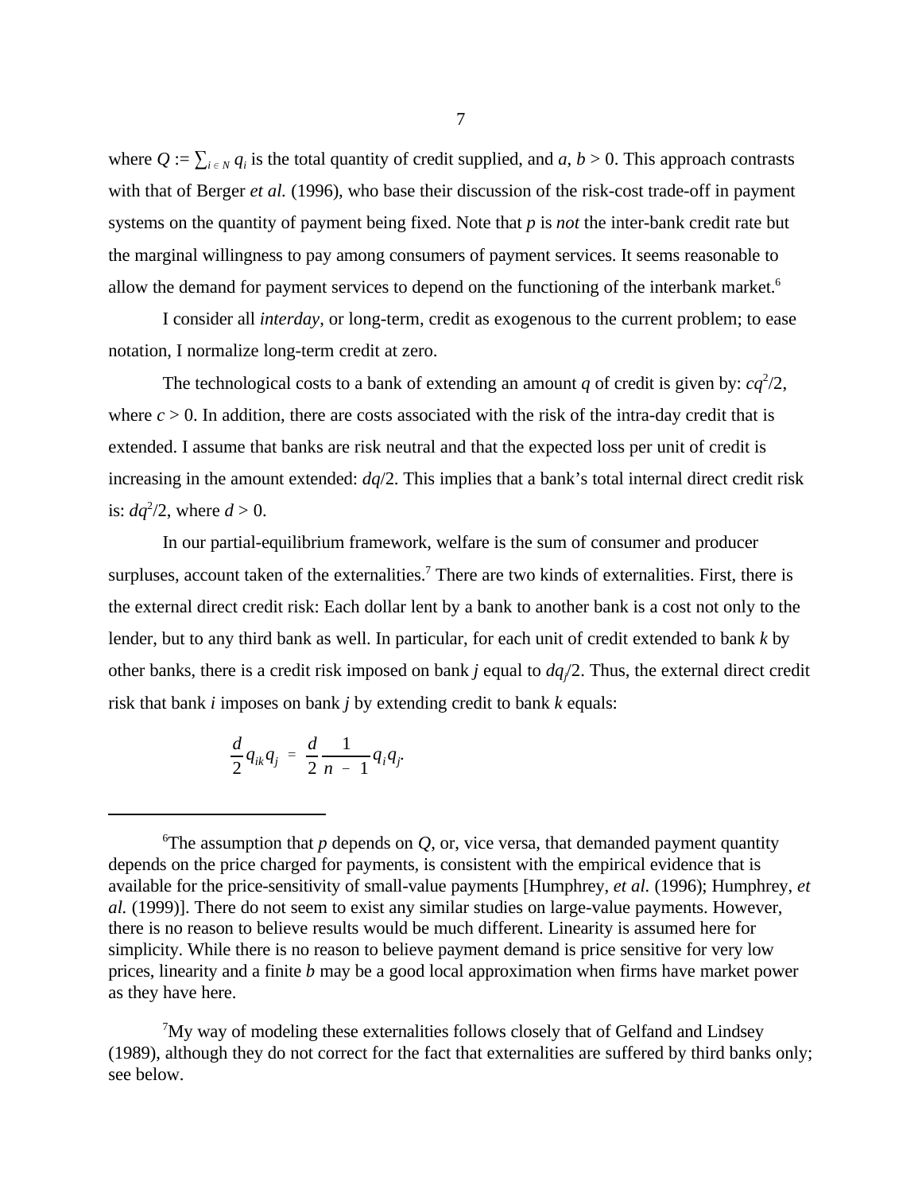where $Q := \sum_{i \in N} q_i$ is the total quantity of credit supplied, and $a$, $b > 0$. This approach contrasts with that of Berger *et al.* (1996), who base their discussion of the risk-cost trade-off in payment systems on the quantity of payment being fixed. Note that $p$ is *not* the inter-bank credit rate but the marginal willingness to pay among consumers of payment services. It seems reasonable to allow the demand for payment services to depend on the functioning of the interbank market.[6]

I consider all *interday*, or long-term, credit as exogenous to the current problem; to ease notation, I normalize long-term credit at zero.

The technological costs to a bank of extending an amount $q$ of credit is given by: $cq^2/2$, where $c > 0$. In addition, there are costs associated with the risk of the intra-day credit that is extended. I assume that banks are risk neutral and that the expected loss per unit of credit is increasing in the amount extended: $dq/2$. This implies that a bank's total internal direct credit risk is: $dq^2/2$, where $d > 0$.

In our partial-equilibrium framework, welfare is the sum of consumer and producer surpluses, account taken of the externalities.[7] There are two kinds of externalities. First, there is the external direct credit risk: Each dollar lent by a bank to another bank is a cost not only to the lender, but to any third bank as well. In particular, for each unit of credit extended to bank $k$ by other banks, there is a credit risk imposed on bank $j$ equal to $dq_j/2$. Thus, the external direct credit risk that bank $i$ imposes on bank $j$ by extending credit to bank $k$ equals:

$$\frac{d}{2} q_{ik} q_j = \frac{d}{2} \frac{1}{n-1} q_i q_j.$$

---

[6]The assumption that $p$ depends on $Q$, or, vice versa, that demanded payment quantity depends on the price charged for payments, is consistent with the empirical evidence that is available for the price-sensitivity of small-value payments [Humphrey, *et al.* (1996); Humphrey, *et al.* (1999)]. There do not seem to exist any similar studies on large-value payments. However, there is no reason to believe results would be much different. Linearity is assumed here for simplicity. While there is no reason to believe payment demand is price sensitive for very low prices, linearity and a finite $b$ may be a good local approximation when firms have market power as they have here.

[7]My way of modeling these externalities follows closely that of Gelfand and Lindsey (1989), although they do not correct for the fact that externalities are suffered by third banks only; see below.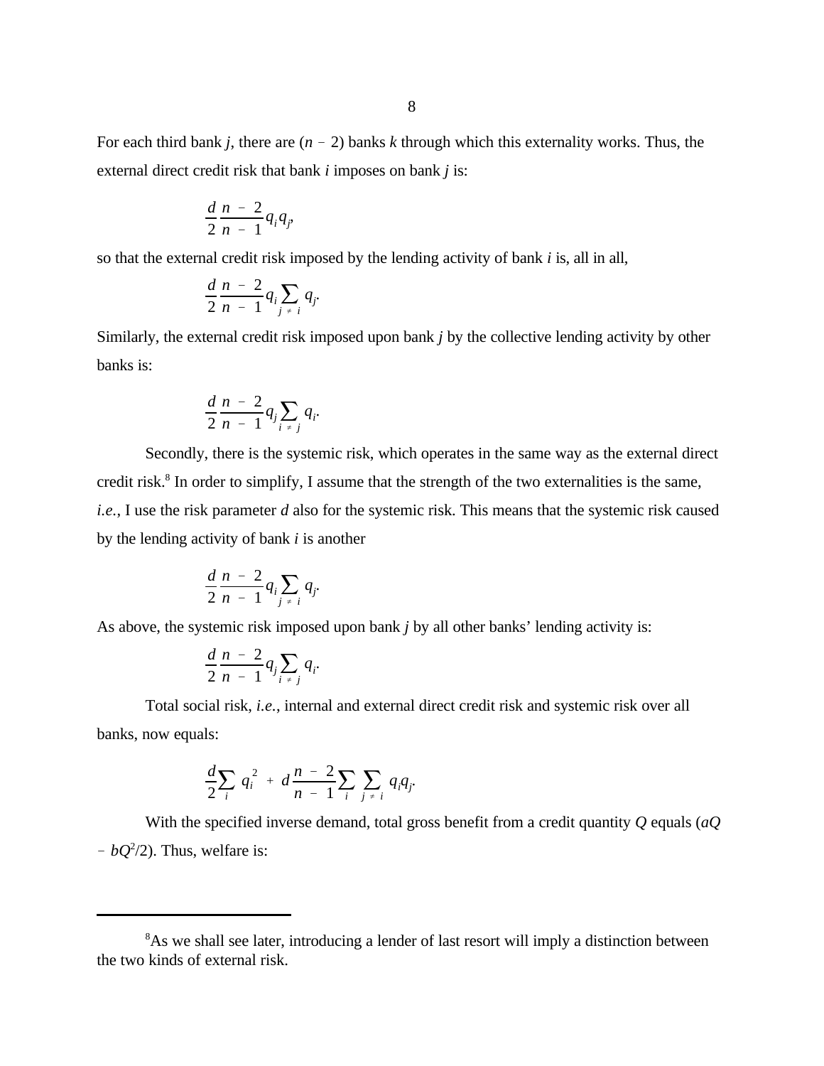For each third bank $j$, there are $(n - 2)$ banks $k$ through which this externality works. Thus, the external direct credit risk that bank $i$ imposes on bank $j$ is:

$$\frac{d}{2}\frac{n-2}{n-1}q_i q_j,$$

so that the external credit risk imposed by the lending activity of bank $i$ is, all in all,

$$\frac{d}{2}\frac{n-2}{n-1}q_i \sum_{j \neq i} q_j.$$

Similarly, the external credit risk imposed upon bank $j$ by the collective lending activity by other banks is:

$$\frac{d}{2}\frac{n-2}{n-1}q_j \sum_{i \neq j} q_i.$$

Secondly, there is the systemic risk, which operates in the same way as the external direct credit risk.[8] In order to simplify, I assume that the strength of the two externalities is the same, *i.e.*, I use the risk parameter $d$ also for the systemic risk. This means that the systemic risk caused by the lending activity of bank $i$ is another

$$\frac{d}{2}\frac{n-2}{n-1}q_i \sum_{j \neq i} q_j.$$

As above, the systemic risk imposed upon bank $j$ by all other banks' lending activity is:

$$\frac{d}{2}\frac{n-2}{n-1}q_j \sum_{i \neq j} q_i.$$

Total social risk, *i.e.*, internal and external direct credit risk and systemic risk over all banks, now equals:

$$\frac{d}{2}\sum_i q_i^2 + d\frac{n-2}{n-1}\sum_i \sum_{j \neq i} q_i q_j.$$

With the specified inverse demand, total gross benefit from a credit quantity $Q$ equals $(aQ - bQ^2/2)$. Thus, welfare is:

---

[8]As we shall see later, introducing a lender of last resort will imply a distinction between the two kinds of external risk.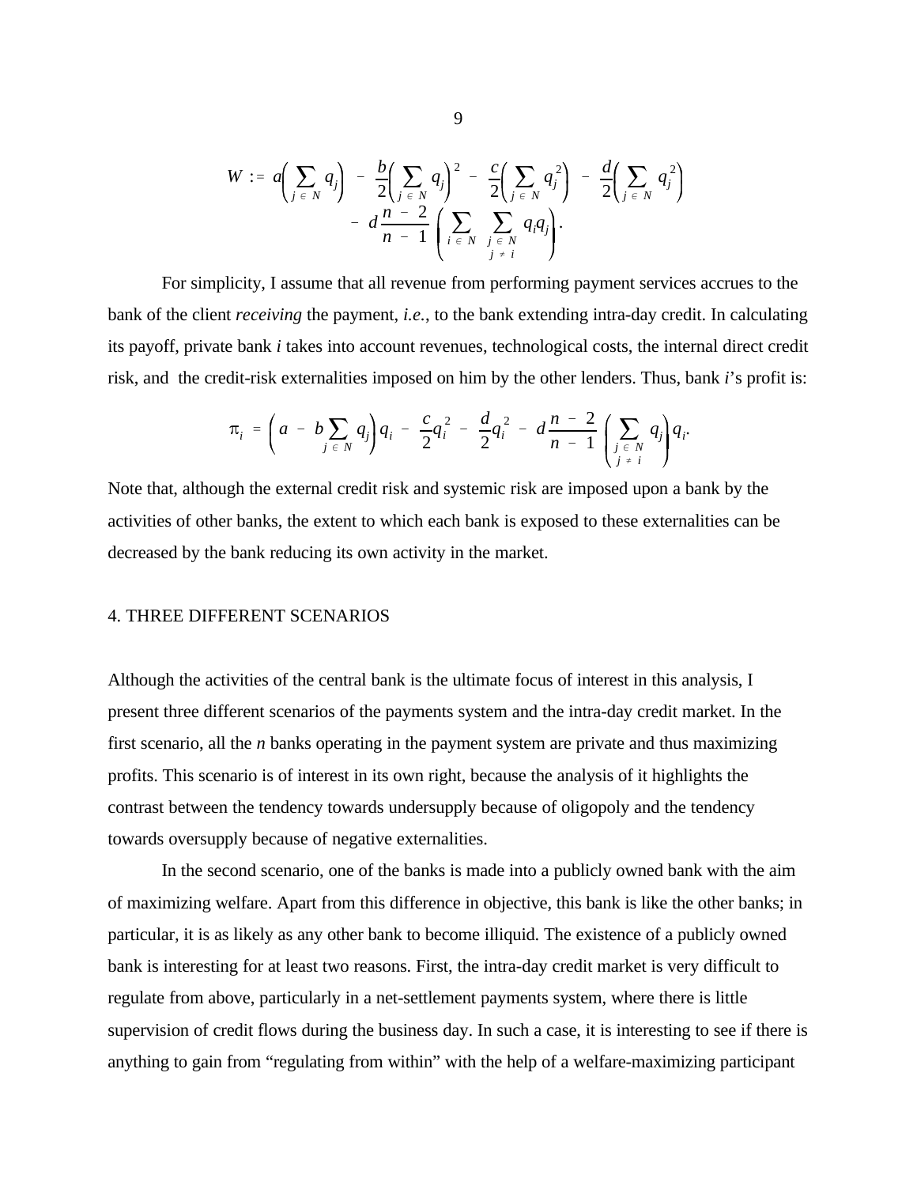$$W := a\left(\sum_{j \in N} q_j\right) - \frac{b}{2}\left(\sum_{j \in N} q_j\right)^2 - \frac{c}{2}\left(\sum_{j \in N} q_j^2\right) - \frac{d}{2}\left(\sum_{j \in N} q_j^2\right) - d\,\frac{n-2}{n-1}\left(\sum_{i \in N}\ \sum_{\substack{j \in N \\ j \neq i}} q_i q_j\right).$$

For simplicity, I assume that all revenue from performing payment services accrues to the bank of the client *receiving* the payment, *i.e.*, to the bank extending intra-day credit. In calculating its payoff, private bank *i* takes into account revenues, technological costs, the internal direct credit risk, and the credit-risk externalities imposed on him by the other lenders. Thus, bank *i*'s profit is:

$$\pi_i = \left(a - b\sum_{j \in N} q_j\right)q_i - \frac{c}{2}q_i^2 - \frac{d}{2}q_i^2 - d\,\frac{n-2}{n-1}\left(\sum_{\substack{j \in N \\ j \neq i}} q_j\right)q_i.$$

Note that, although the external credit risk and systemic risk are imposed upon a bank by the activities of other banks, the extent to which each bank is exposed to these externalities can be decreased by the bank reducing its own activity in the market.

## 4. THREE DIFFERENT SCENARIOS

Although the activities of the central bank is the ultimate focus of interest in this analysis, I present three different scenarios of the payments system and the intra-day credit market. In the first scenario, all the *n* banks operating in the payment system are private and thus maximizing profits. This scenario is of interest in its own right, because the analysis of it highlights the contrast between the tendency towards undersupply because of oligopoly and the tendency towards oversupply because of negative externalities.

In the second scenario, one of the banks is made into a publicly owned bank with the aim of maximizing welfare. Apart from this difference in objective, this bank is like the other banks; in particular, it is as likely as any other bank to become illiquid. The existence of a publicly owned bank is interesting for at least two reasons. First, the intra-day credit market is very difficult to regulate from above, particularly in a net-settlement payments system, where there is little supervision of credit flows during the business day. In such a case, it is interesting to see if there is anything to gain from "regulating from within" with the help of a welfare-maximizing participant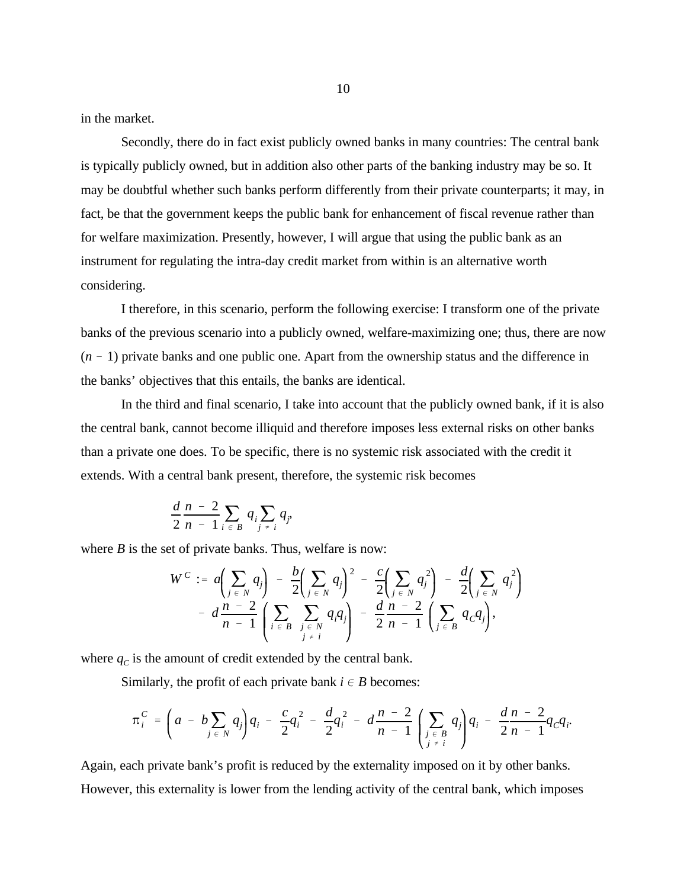in the market.

Secondly, there do in fact exist publicly owned banks in many countries: The central bank is typically publicly owned, but in addition also other parts of the banking industry may be so. It may be doubtful whether such banks perform differently from their private counterparts; it may, in fact, be that the government keeps the public bank for enhancement of fiscal revenue rather than for welfare maximization. Presently, however, I will argue that using the public bank as an instrument for regulating the intra-day credit market from within is an alternative worth considering.

I therefore, in this scenario, perform the following exercise: I transform one of the private banks of the previous scenario into a publicly owned, welfare-maximizing one; thus, there are now $(n-1)$ private banks and one public one. Apart from the ownership status and the difference in the banks' objectives that this entails, the banks are identical.

In the third and final scenario, I take into account that the publicly owned bank, if it is also the central bank, cannot become illiquid and therefore imposes less external risks on other banks than a private one does. To be specific, there is no systemic risk associated with the credit it extends. With a central bank present, therefore, the systemic risk becomes

$$\frac{d}{2}\frac{n-2}{n-1}\sum_{i\in B} q_i \sum_{j\neq i} q_j,$$

where $B$ is the set of private banks. Thus, welfare is now:

$$\begin{aligned} W^C := {} & a\left(\sum_{j\in N} q_j\right) - \frac{b}{2}\left(\sum_{j\in N} q_j\right)^2 - \frac{c}{2}\left(\sum_{j\in N} q_j^2\right) - \frac{d}{2}\left(\sum_{j\in N} q_j^2\right) \\ & - d\,\frac{n-2}{n-1}\left(\sum_{i\in B}\ \sum_{\substack{j\in N\\ j\neq i}} q_i q_j\right) - \frac{d}{2}\frac{n-2}{n-1}\left(\sum_{j\in B} q_C q_j\right), \end{aligned}$$

where $q_C$ is the amount of credit extended by the central bank.

Similarly, the profit of each private bank $i \in B$ becomes:

$$\pi_i^C = \left(a - b\sum_{j\in N} q_j\right)q_i - \frac{c}{2}q_i^2 - \frac{d}{2}q_i^2 - d\,\frac{n-2}{n-1}\left(\sum_{\substack{j\in B\\ j\neq i}} q_j\right)q_i - \frac{d}{2}\frac{n-2}{n-1}q_C q_i.$$

Again, each private bank's profit is reduced by the externality imposed on it by other banks. However, this externality is lower from the lending activity of the central bank, which imposes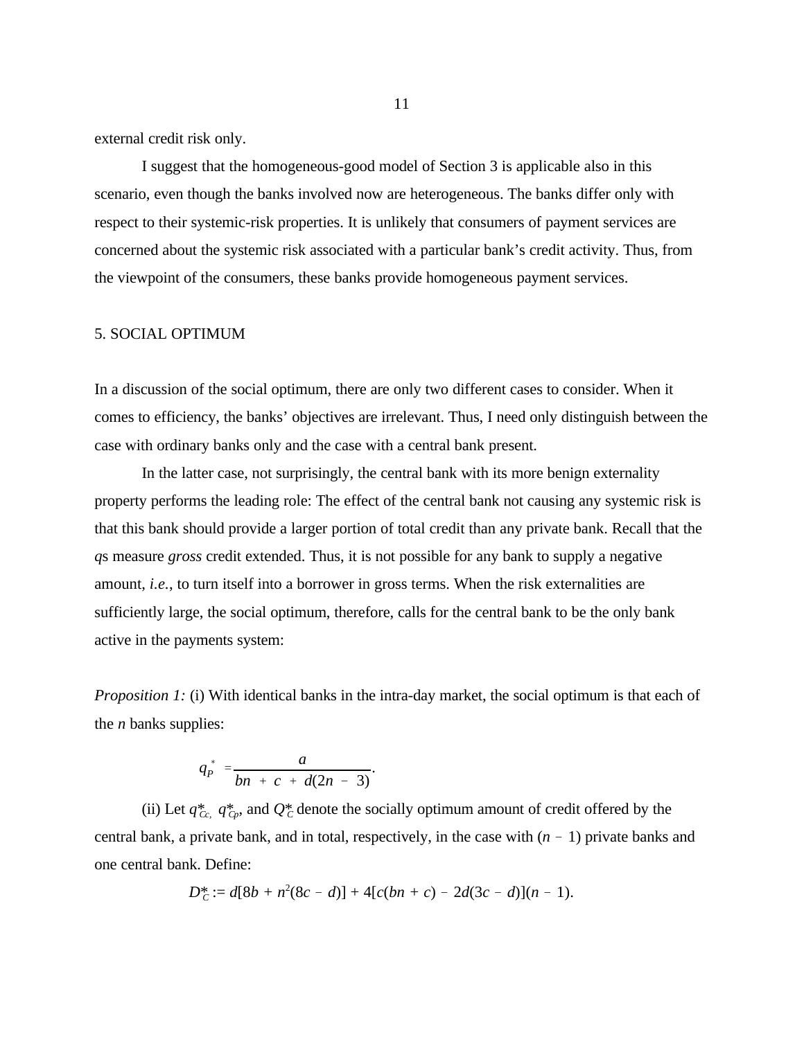external credit risk only.

I suggest that the homogeneous-good model of Section 3 is applicable also in this scenario, even though the banks involved now are heterogeneous. The banks differ only with respect to their systemic-risk properties. It is unlikely that consumers of payment services are concerned about the systemic risk associated with a particular bank's credit activity. Thus, from the viewpoint of the consumers, these banks provide homogeneous payment services.

## 5. SOCIAL OPTIMUM

In a discussion of the social optimum, there are only two different cases to consider. When it comes to efficiency, the banks' objectives are irrelevant. Thus, I need only distinguish between the case with ordinary banks only and the case with a central bank present.

In the latter case, not surprisingly, the central bank with its more benign externality property performs the leading role: The effect of the central bank not causing any systemic risk is that this bank should provide a larger portion of total credit than any private bank. Recall that the *q*s measure *gross* credit extended. Thus, it is not possible for any bank to supply a negative amount, *i.e.*, to turn itself into a borrower in gross terms. When the risk externalities are sufficiently large, the social optimum, therefore, calls for the central bank to be the only bank active in the payments system:

*Proposition 1:* (i) With identical banks in the intra-day market, the social optimum is that each of the *n* banks supplies:

$$q_P^* = \frac{a}{bn + c + d(2n - 3)}.$$

(ii) Let $q^*_{Cc}$, $q^*_{Cp}$, and $Q^*_C$ denote the socially optimum amount of credit offered by the central bank, a private bank, and in total, respectively, in the case with $(n - 1)$ private banks and one central bank. Define:

$$D^*_C := d[8b + n^2(8c - d)] + 4[c(bn + c) - 2d(3c - d)](n - 1).$$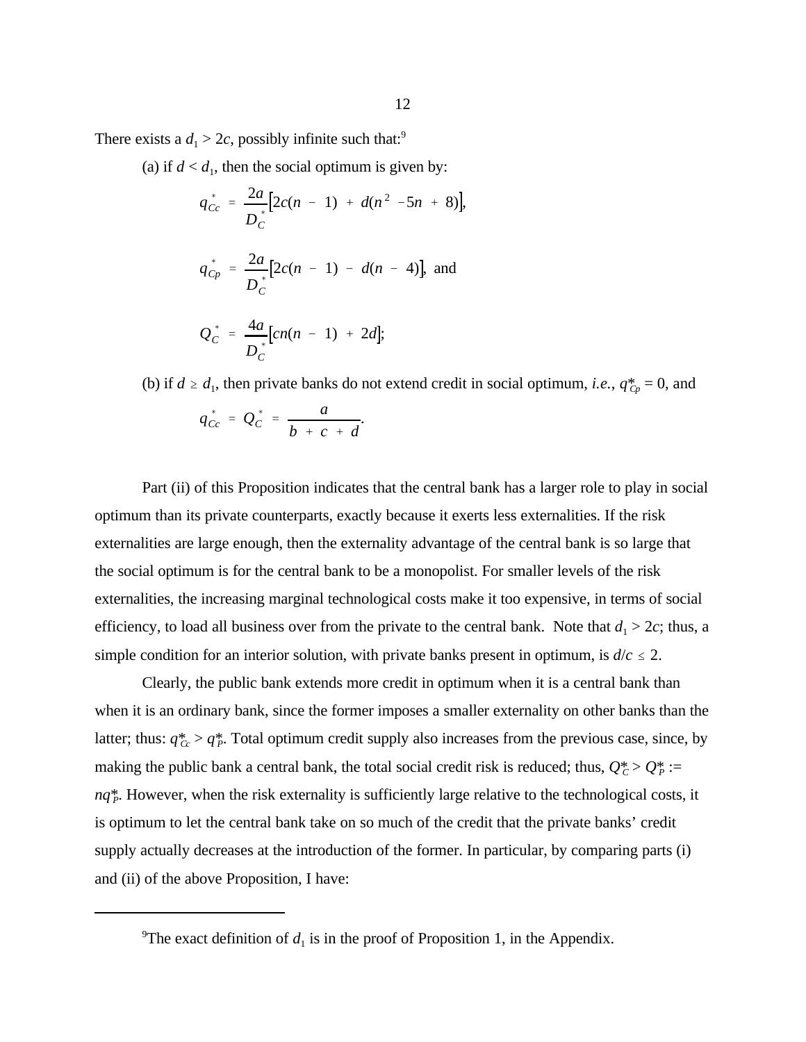There exists a $d_1 > 2c$, possibly infinite such that:[9]

(a) if $d < d_1$, then the social optimum is given by:

$$q^*_{Cc} = \frac{2a}{D^*_C}\left[2c(n - 1) + d(n^2 - 5n + 8)\right],$$

$$q^*_{Cp} = \frac{2a}{D^*_C}\left[2c(n - 1) - d(n - 4)\right], \text{ and}$$

$$Q^*_C = \frac{4a}{D^*_C}\left[cn(n - 1) + 2d\right];$$

(b) if $d \geq d_1$, then private banks do not extend credit in social optimum, *i.e.*, $q^*_{Cp} = 0$, and

$$q^*_{Cc} = Q^*_C = \frac{a}{b + c + d}.$$

Part (ii) of this Proposition indicates that the central bank has a larger role to play in social optimum than its private counterparts, exactly because it exerts less externalities. If the risk externalities are large enough, then the externality advantage of the central bank is so large that the social optimum is for the central bank to be a monopolist. For smaller levels of the risk externalities, the increasing marginal technological costs make it too expensive, in terms of social efficiency, to load all business over from the private to the central bank. Note that $d_1 > 2c$; thus, a simple condition for an interior solution, with private banks present in optimum, is $d/c \leq 2$.

Clearly, the public bank extends more credit in optimum when it is a central bank than when it is an ordinary bank, since the former imposes a smaller externality on other banks than the latter; thus: $q^*_{Cc} > q^*_P$. Total optimum credit supply also increases from the previous case, since, by making the public bank a central bank, the total social credit risk is reduced; thus, $Q^*_C > Q^*_P := nq^*_P$. However, when the risk externality is sufficiently large relative to the technological costs, it is optimum to let the central bank take on so much of the credit that the private banks' credit supply actually decreases at the introduction of the former. In particular, by comparing parts (i) and (ii) of the above Proposition, I have:

[9] The exact definition of $d_1$ is in the proof of Proposition 1, in the Appendix.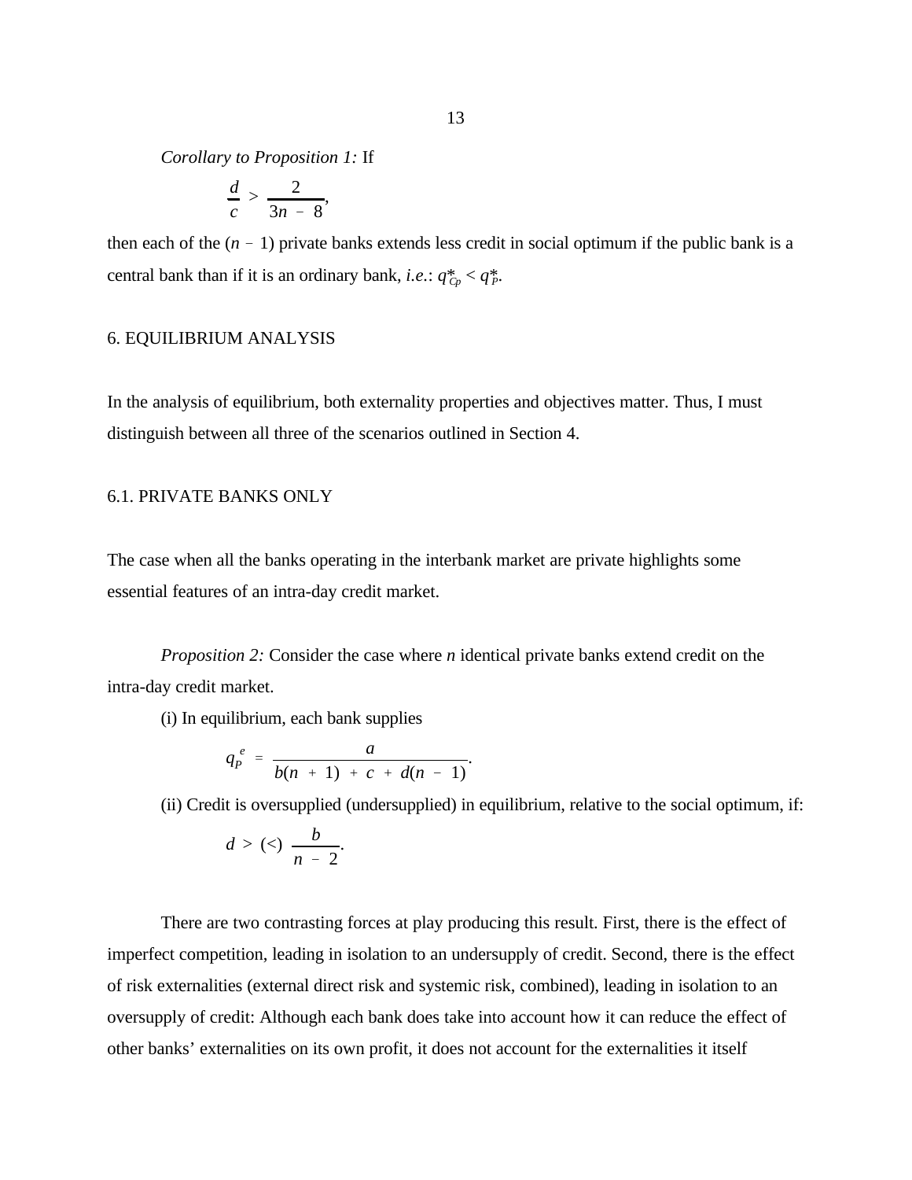*Corollary to Proposition 1:* If

$$\frac{d}{c} > \frac{2}{3n - 8},$$

then each of the $(n - 1)$ private banks extends less credit in social optimum if the public bank is a central bank than if it is an ordinary bank, *i.e.*: $q^*_{Cp} < q^*_P$.

## 6. EQUILIBRIUM ANALYSIS

In the analysis of equilibrium, both externality properties and objectives matter. Thus, I must distinguish between all three of the scenarios outlined in Section 4.

### 6.1. PRIVATE BANKS ONLY

The case when all the banks operating in the interbank market are private highlights some essential features of an intra-day credit market.

*Proposition 2:* Consider the case where $n$ identical private banks extend credit on the intra-day credit market.

(i) In equilibrium, each bank supplies

$$q_P^e = \frac{a}{b(n + 1) + c + d(n - 1)}.$$

(ii) Credit is oversupplied (undersupplied) in equilibrium, relative to the social optimum, if:

$$d > (<) \frac{b}{n - 2}.$$

There are two contrasting forces at play producing this result. First, there is the effect of imperfect competition, leading in isolation to an undersupply of credit. Second, there is the effect of risk externalities (external direct risk and systemic risk, combined), leading in isolation to an oversupply of credit: Although each bank does take into account how it can reduce the effect of other banks' externalities on its own profit, it does not account for the externalities it itself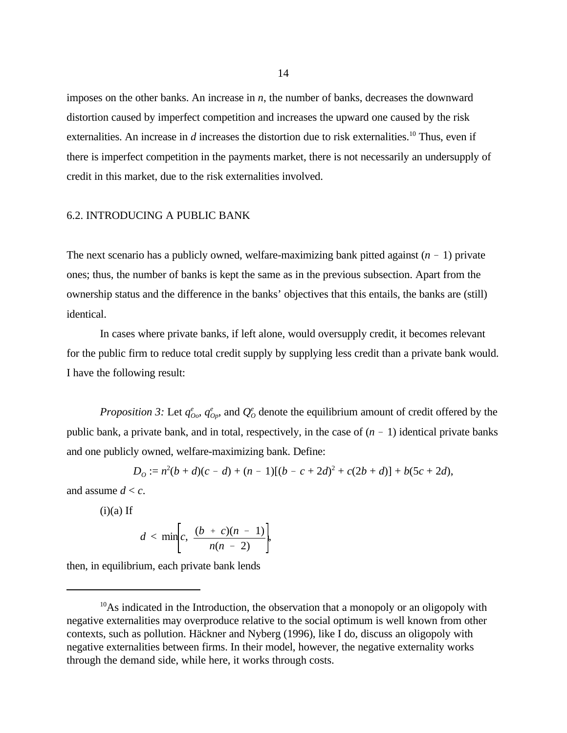imposes on the other banks. An increase in $n$, the number of banks, decreases the downward distortion caused by imperfect competition and increases the upward one caused by the risk externalities. An increase in $d$ increases the distortion due to risk externalities.[10] Thus, even if there is imperfect competition in the payments market, there is not necessarily an undersupply of credit in this market, due to the risk externalities involved.

## 6.2. INTRODUCING A PUBLIC BANK

The next scenario has a publicly owned, welfare-maximizing bank pitted against $(n - 1)$ private ones; thus, the number of banks is kept the same as in the previous subsection. Apart from the ownership status and the difference in the banks' objectives that this entails, the banks are (still) identical.

In cases where private banks, if left alone, would oversupply credit, it becomes relevant for the public firm to reduce total credit supply by supplying less credit than a private bank would. I have the following result:

*Proposition 3:* Let $q^e_{Oo}$, $q^e_{Op}$, and $Q^e_O$ denote the equilibrium amount of credit offered by the public bank, a private bank, and in total, respectively, in the case of $(n - 1)$ identical private banks and one publicly owned, welfare-maximizing bank. Define:

$$D_O := n^2(b + d)(c - d) + (n - 1)[(b - c + 2d)^2 + c(2b + d)] + b(5c + 2d),$$

and assume $d < c$.

(i)(a) If

$$d < \min\left[c,\ \frac{(b + c)(n - 1)}{n(n - 2)}\right],$$

then, in equilibrium, each private bank lends

---

[10] As indicated in the Introduction, the observation that a monopoly or an oligopoly with negative externalities may overproduce relative to the social optimum is well known from other contexts, such as pollution. Häckner and Nyberg (1996), like I do, discuss an oligopoly with negative externalities between firms. In their model, however, the negative externality works through the demand side, while here, it works through costs.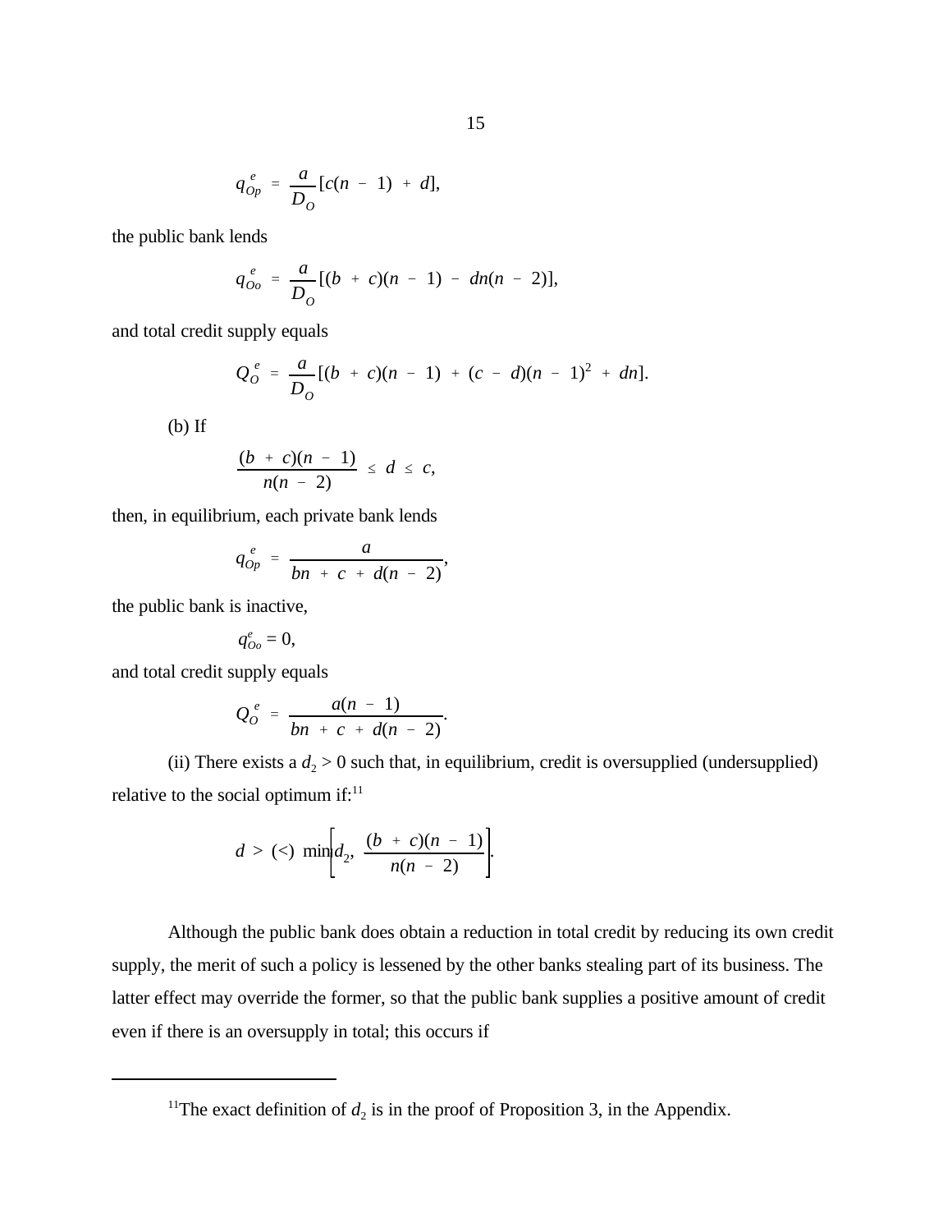$$q_{Op}^{e} = \frac{a}{D_O}[c(n - 1) + d],$$

the public bank lends

$$q_{Oo}^{e} = \frac{a}{D_O}[(b + c)(n - 1) - dn(n - 2)],$$

and total credit supply equals

$$Q_{O}^{e} = \frac{a}{D_O}[(b + c)(n - 1) + (c - d)(n - 1)^2 + dn].$$

(b) If

$$\frac{(b + c)(n - 1)}{n(n - 2)} \leq d \leq c,$$

then, in equilibrium, each private bank lends

$$q_{Op}^{e} = \frac{a}{bn + c + d(n - 2)},$$

the public bank is inactive,

$$q_{Oo}^{e} = 0,$$

and total credit supply equals

$$Q_{O}^{e} = \frac{a(n - 1)}{bn + c + d(n - 2)}.$$

(ii) There exists a $d_2 > 0$ such that, in equilibrium, credit is oversupplied (undersupplied) relative to the social optimum if:[11]

$$d > (<) \min\left[d_2, \frac{(b + c)(n - 1)}{n(n - 2)}\right].$$

Although the public bank does obtain a reduction in total credit by reducing its own credit supply, the merit of such a policy is lessened by the other banks stealing part of its business. The latter effect may override the former, so that the public bank supplies a positive amount of credit even if there is an oversupply in total; this occurs if

[11] The exact definition of $d_2$ is in the proof of Proposition 3, in the Appendix.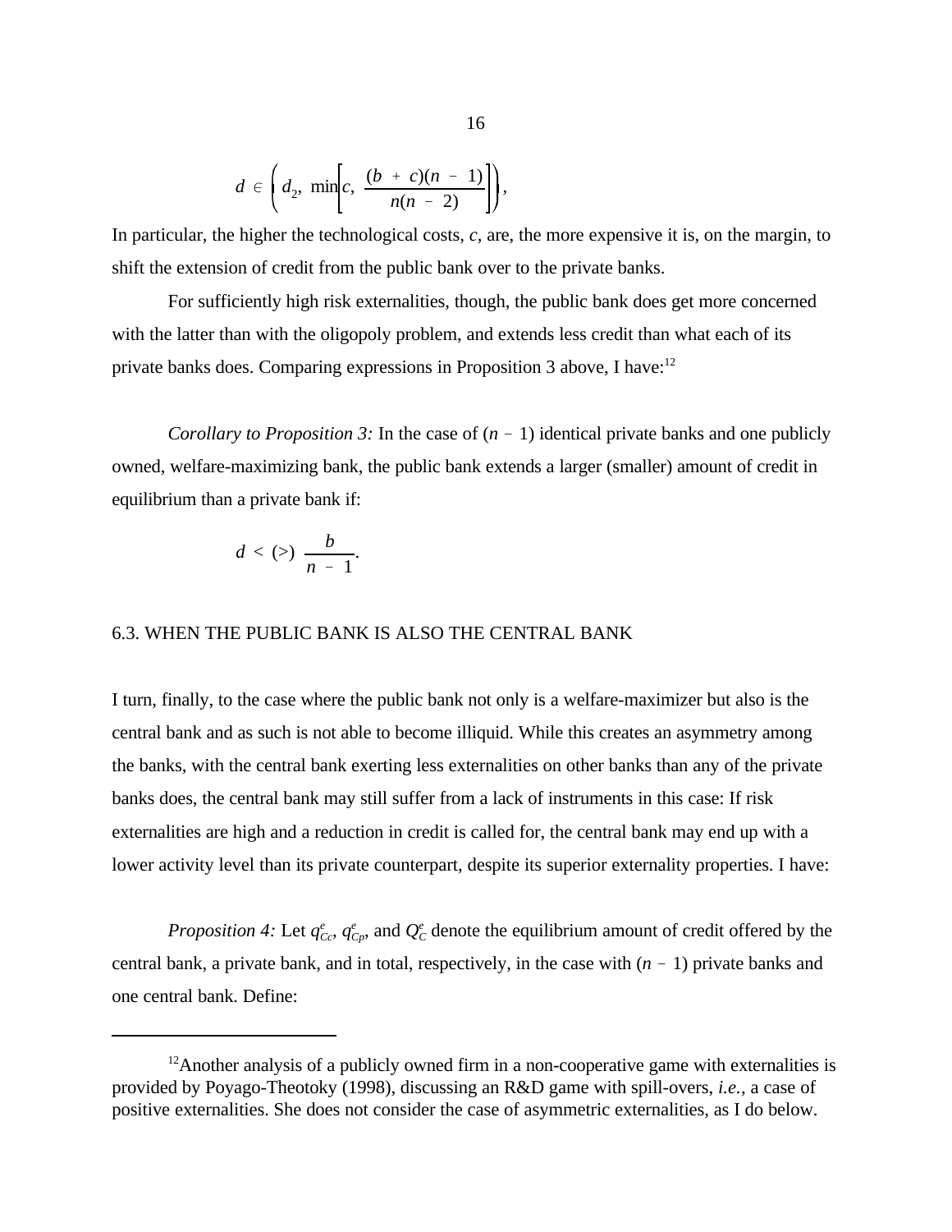$$d \in \left( d_2,\ \min\left[ c,\ \frac{(b + c)(n - 1)}{n(n - 2)} \right] \right),$$

In particular, the higher the technological costs, $c$, are, the more expensive it is, on the margin, to shift the extension of credit from the public bank over to the private banks.

For sufficiently high risk externalities, though, the public bank does get more concerned with the latter than with the oligopoly problem, and extends less credit than what each of its private banks does. Comparing expressions in Proposition 3 above, I have:[12]

*Corollary to Proposition 3:* In the case of $(n - 1)$ identical private banks and one publicly owned, welfare-maximizing bank, the public bank extends a larger (smaller) amount of credit in equilibrium than a private bank if:

$$d < (>) \frac{b}{n - 1}.$$

## 6.3. WHEN THE PUBLIC BANK IS ALSO THE CENTRAL BANK

I turn, finally, to the case where the public bank not only is a welfare-maximizer but also is the central bank and as such is not able to become illiquid. While this creates an asymmetry among the banks, with the central bank exerting less externalities on other banks than any of the private banks does, the central bank may still suffer from a lack of instruments in this case: If risk externalities are high and a reduction in credit is called for, the central bank may end up with a lower activity level than its private counterpart, despite its superior externality properties. I have:

*Proposition 4:* Let $q^e_{Cc}$, $q^e_{Cp}$, and $Q^e_C$ denote the equilibrium amount of credit offered by the central bank, a private bank, and in total, respectively, in the case with $(n - 1)$ private banks and one central bank. Define:

---

[12] Another analysis of a publicly owned firm in a non-cooperative game with externalities is provided by Poyago-Theotoky (1998), discussing an R&D game with spill-overs, *i.e.*, a case of positive externalities. She does not consider the case of asymmetric externalities, as I do below.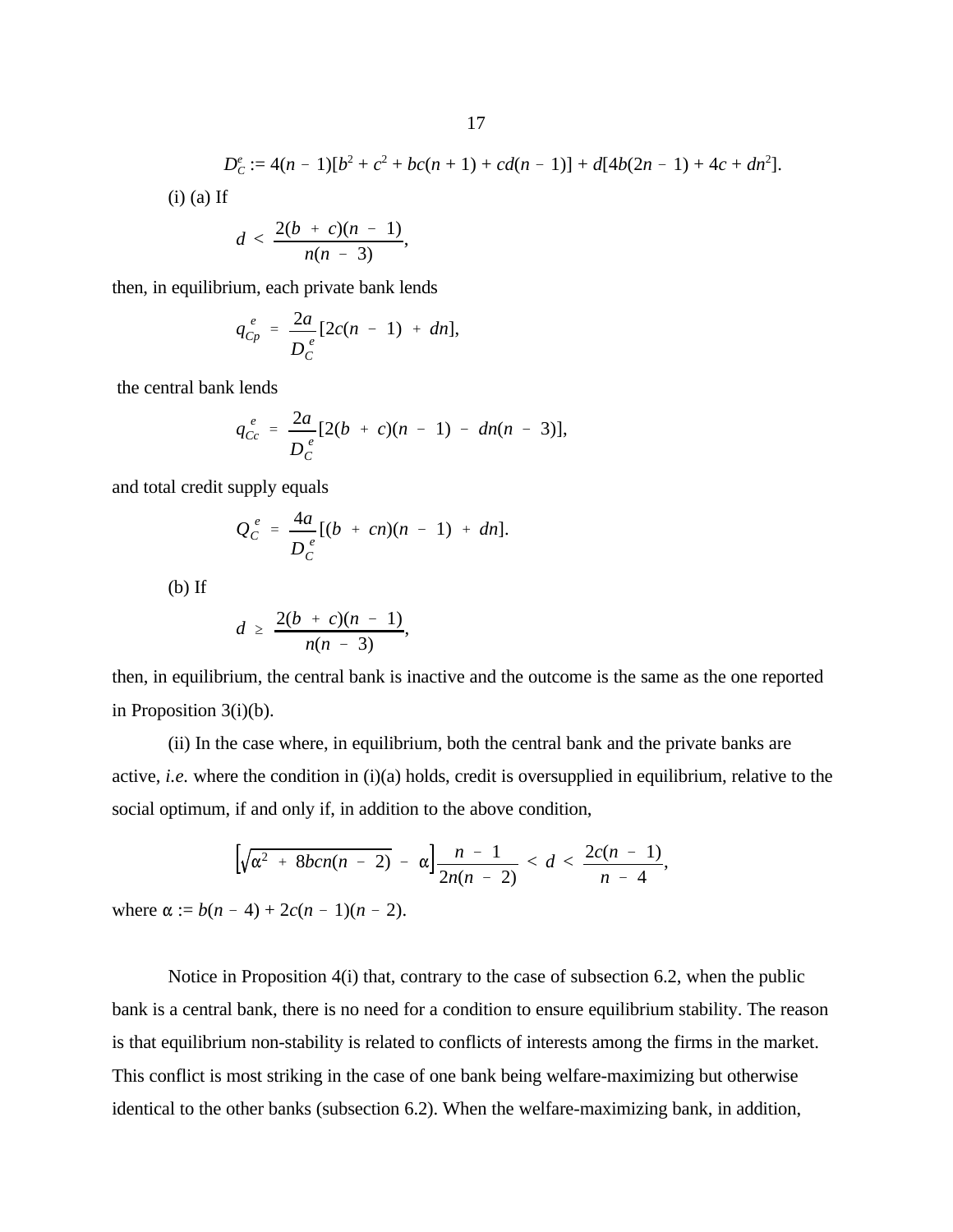$$D_C^e := 4(n-1)[b^2 + c^2 + bc(n+1) + cd(n-1)] + d[4b(2n-1) + 4c + dn^2].$$

(i) (a) If

$$d < \frac{2(b+c)(n-1)}{n(n-3)},$$

then, in equilibrium, each private bank lends

$$q_{Cp}^e = \frac{2a}{D_C^e}[2c(n-1) + dn],$$

the central bank lends

$$q_{Cc}^e = \frac{2a}{D_C^e}[2(b+c)(n-1) - dn(n-3)],$$

and total credit supply equals

$$Q_C^e = \frac{4a}{D_C^e}[(b+cn)(n-1) + dn].$$

(b) If

$$d \geq \frac{2(b+c)(n-1)}{n(n-3)},$$

then, in equilibrium, the central bank is inactive and the outcome is the same as the one reported in Proposition 3(i)(b).

(ii) In the case where, in equilibrium, both the central bank and the private banks are active, *i.e.* where the condition in (i)(a) holds, credit is oversupplied in equilibrium, relative to the social optimum, if and only if, in addition to the above condition,

$$\left[\sqrt{\alpha^2 + 8bcn(n-2)} - \alpha\right]\frac{n-1}{2n(n-2)} < d < \frac{2c(n-1)}{n-4},$$

where $\alpha := b(n-4) + 2c(n-1)(n-2)$.

Notice in Proposition 4(i) that, contrary to the case of subsection 6.2, when the public bank is a central bank, there is no need for a condition to ensure equilibrium stability. The reason is that equilibrium non-stability is related to conflicts of interests among the firms in the market. This conflict is most striking in the case of one bank being welfare-maximizing but otherwise identical to the other banks (subsection 6.2). When the welfare-maximizing bank, in addition,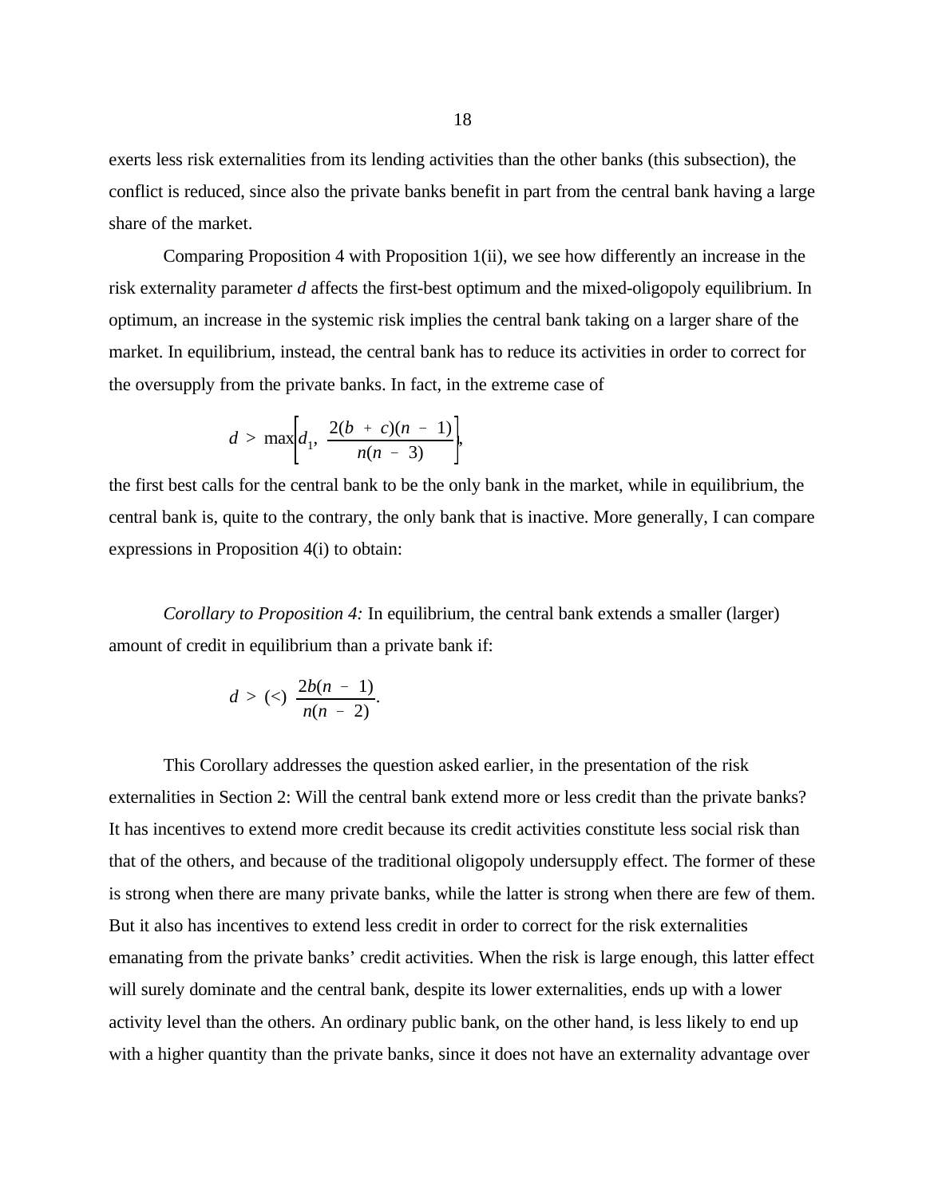exerts less risk externalities from its lending activities than the other banks (this subsection), the conflict is reduced, since also the private banks benefit in part from the central bank having a large share of the market.

Comparing Proposition 4 with Proposition 1(ii), we see how differently an increase in the risk externality parameter *d* affects the first-best optimum and the mixed-oligopoly equilibrium. In optimum, an increase in the systemic risk implies the central bank taking on a larger share of the market. In equilibrium, instead, the central bank has to reduce its activities in order to correct for the oversupply from the private banks. In fact, in the extreme case of

$$d > \max\left[d_1,\ \frac{2(b + c)(n - 1)}{n(n - 3)}\right],$$

the first best calls for the central bank to be the only bank in the market, while in equilibrium, the central bank is, quite to the contrary, the only bank that is inactive. More generally, I can compare expressions in Proposition 4(i) to obtain:

*Corollary to Proposition 4:* In equilibrium, the central bank extends a smaller (larger) amount of credit in equilibrium than a private bank if:

$$d > (<)\ \frac{2b(n - 1)}{n(n - 2)}.$$

This Corollary addresses the question asked earlier, in the presentation of the risk externalities in Section 2: Will the central bank extend more or less credit than the private banks? It has incentives to extend more credit because its credit activities constitute less social risk than that of the others, and because of the traditional oligopoly undersupply effect. The former of these is strong when there are many private banks, while the latter is strong when there are few of them. But it also has incentives to extend less credit in order to correct for the risk externalities emanating from the private banks' credit activities. When the risk is large enough, this latter effect will surely dominate and the central bank, despite its lower externalities, ends up with a lower activity level than the others. An ordinary public bank, on the other hand, is less likely to end up with a higher quantity than the private banks, since it does not have an externality advantage over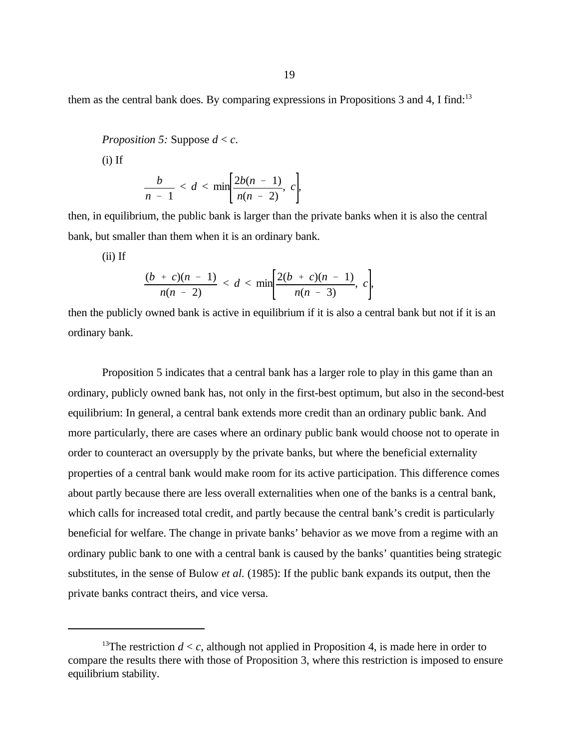them as the central bank does. By comparing expressions in Propositions 3 and 4, I find:[13]

*Proposition 5:* Suppose $d < c$.

(i) If

$$\frac{b}{n - 1} < d < \min\left[\frac{2b(n - 1)}{n(n - 2)},\ c\right],$$

then, in equilibrium, the public bank is larger than the private banks when it is also the central bank, but smaller than them when it is an ordinary bank.

(ii) If

$$\frac{(b + c)(n - 1)}{n(n - 2)} < d < \min\left[\frac{2(b + c)(n - 1)}{n(n - 3)},\ c\right],$$

then the publicly owned bank is active in equilibrium if it is also a central bank but not if it is an ordinary bank.

Proposition 5 indicates that a central bank has a larger role to play in this game than an ordinary, publicly owned bank has, not only in the first-best optimum, but also in the second-best equilibrium: In general, a central bank extends more credit than an ordinary public bank. And more particularly, there are cases where an ordinary public bank would choose not to operate in order to counteract an oversupply by the private banks, but where the beneficial externality properties of a central bank would make room for its active participation. This difference comes about partly because there are less overall externalities when one of the banks is a central bank, which calls for increased total credit, and partly because the central bank's credit is particularly beneficial for welfare. The change in private banks' behavior as we move from a regime with an ordinary public bank to one with a central bank is caused by the banks' quantities being strategic substitutes, in the sense of Bulow *et al.* (1985): If the public bank expands its output, then the private banks contract theirs, and vice versa.

---

[13]The restriction $d < c$, although not applied in Proposition 4, is made here in order to compare the results there with those of Proposition 3, where this restriction is imposed to ensure equilibrium stability.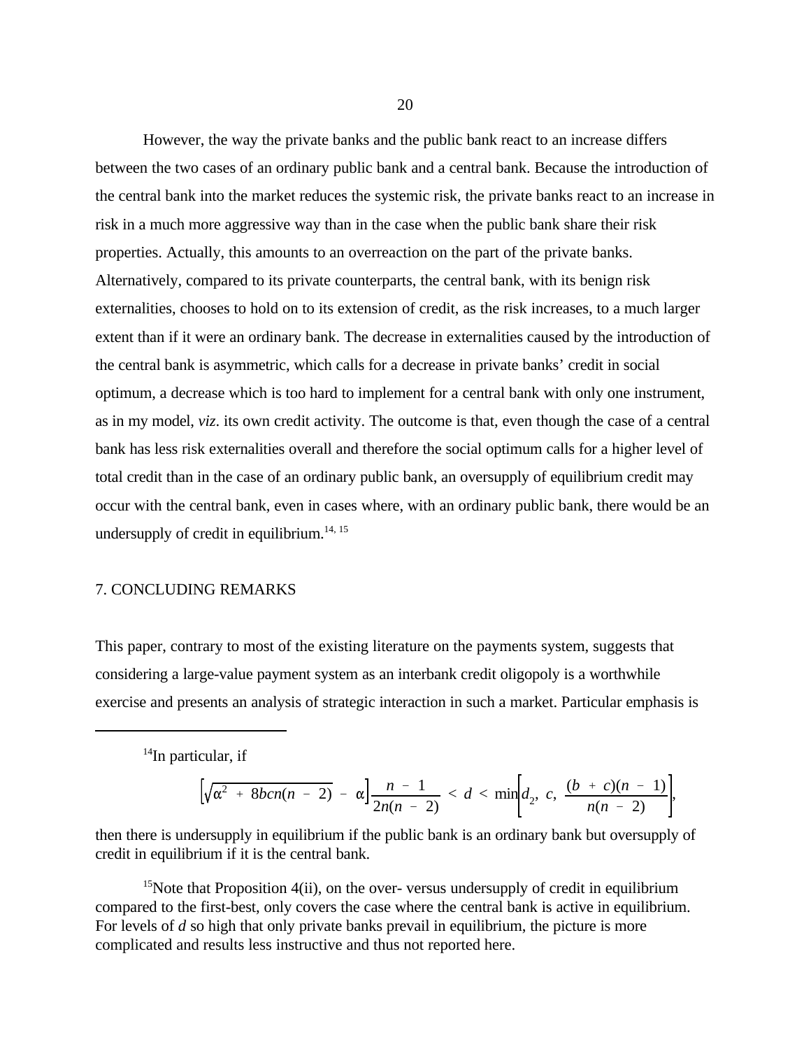However, the way the private banks and the public bank react to an increase differs between the two cases of an ordinary public bank and a central bank. Because the introduction of the central bank into the market reduces the systemic risk, the private banks react to an increase in risk in a much more aggressive way than in the case when the public bank share their risk properties. Actually, this amounts to an overreaction on the part of the private banks. Alternatively, compared to its private counterparts, the central bank, with its benign risk externalities, chooses to hold on to its extension of credit, as the risk increases, to a much larger extent than if it were an ordinary bank. The decrease in externalities caused by the introduction of the central bank is asymmetric, which calls for a decrease in private banks' credit in social optimum, a decrease which is too hard to implement for a central bank with only one instrument, as in my model, *viz*. its own credit activity. The outcome is that, even though the case of a central bank has less risk externalities overall and therefore the social optimum calls for a higher level of total credit than in the case of an ordinary public bank, an oversupply of equilibrium credit may occur with the central bank, even in cases where, with an ordinary public bank, there would be an undersupply of credit in equilibrium.[14, 15]

## 7. CONCLUDING REMARKS

This paper, contrary to most of the existing literature on the payments system, suggests that considering a large-value payment system as an interbank credit oligopoly is a worthwhile exercise and presents an analysis of strategic interaction in such a market. Particular emphasis is

---

[14]In particular, if

$$\left[\sqrt{\alpha^2 + 8bcn(n-2)} - \alpha\right]\frac{n-1}{2n(n-2)} < d < \min\left[d_2,\ c,\ \frac{(b+c)(n-1)}{n(n-2)}\right],$$

then there is undersupply in equilibrium if the public bank is an ordinary bank but oversupply of credit in equilibrium if it is the central bank.

[15]Note that Proposition 4(ii), on the over- versus undersupply of credit in equilibrium compared to the first-best, only covers the case where the central bank is active in equilibrium. For levels of $d$ so high that only private banks prevail in equilibrium, the picture is more complicated and results less instructive and thus not reported here.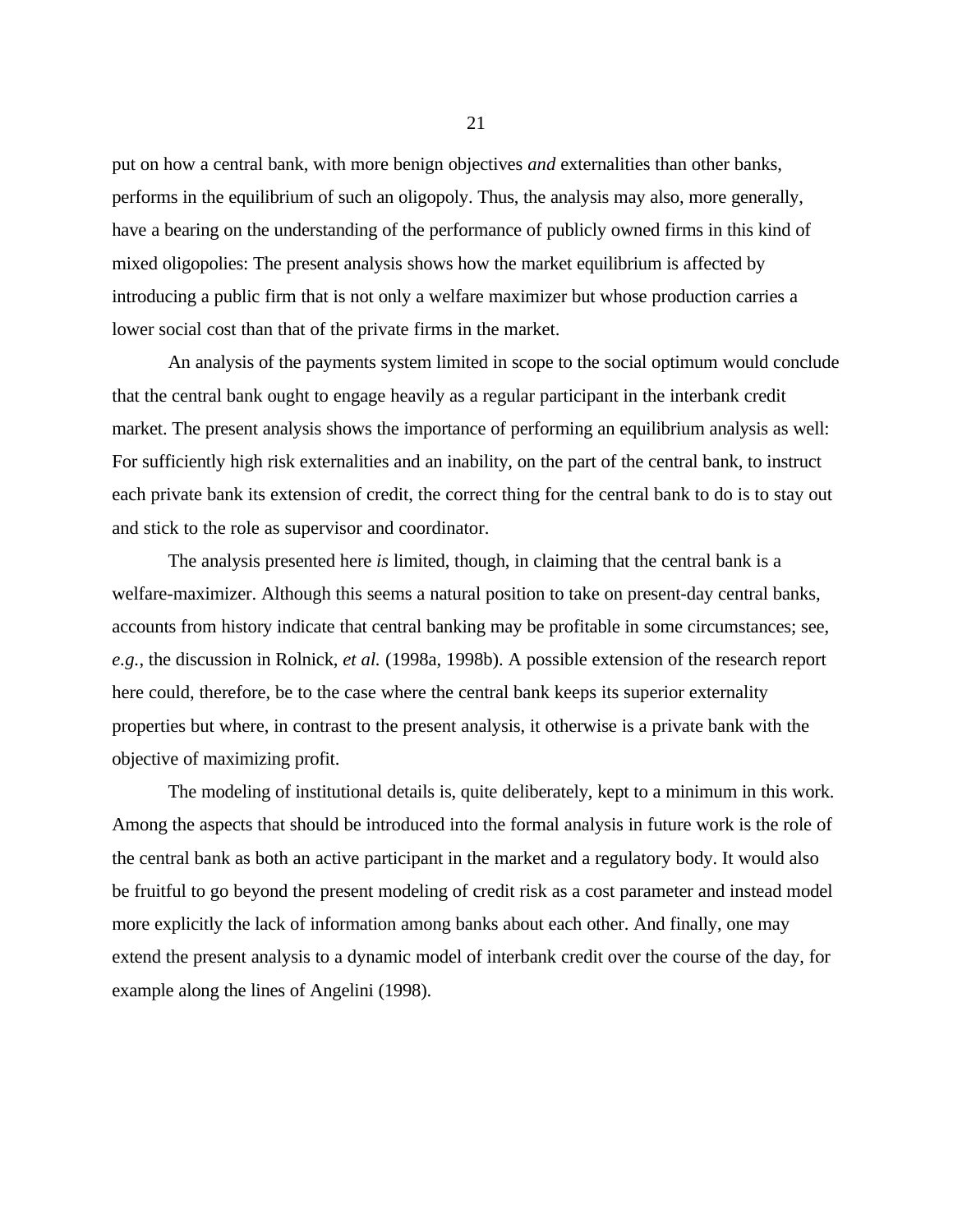put on how a central bank, with more benign objectives *and* externalities than other banks, performs in the equilibrium of such an oligopoly. Thus, the analysis may also, more generally, have a bearing on the understanding of the performance of publicly owned firms in this kind of mixed oligopolies: The present analysis shows how the market equilibrium is affected by introducing a public firm that is not only a welfare maximizer but whose production carries a lower social cost than that of the private firms in the market.

An analysis of the payments system limited in scope to the social optimum would conclude that the central bank ought to engage heavily as a regular participant in the interbank credit market. The present analysis shows the importance of performing an equilibrium analysis as well: For sufficiently high risk externalities and an inability, on the part of the central bank, to instruct each private bank its extension of credit, the correct thing for the central bank to do is to stay out and stick to the role as supervisor and coordinator.

The analysis presented here *is* limited, though, in claiming that the central bank is a welfare-maximizer. Although this seems a natural position to take on present-day central banks, accounts from history indicate that central banking may be profitable in some circumstances; see, *e.g.*, the discussion in Rolnick, *et al.* (1998a, 1998b). A possible extension of the research report here could, therefore, be to the case where the central bank keeps its superior externality properties but where, in contrast to the present analysis, it otherwise is a private bank with the objective of maximizing profit.

The modeling of institutional details is, quite deliberately, kept to a minimum in this work. Among the aspects that should be introduced into the formal analysis in future work is the role of the central bank as both an active participant in the market and a regulatory body. It would also be fruitful to go beyond the present modeling of credit risk as a cost parameter and instead model more explicitly the lack of information among banks about each other. And finally, one may extend the present analysis to a dynamic model of interbank credit over the course of the day, for example along the lines of Angelini (1998).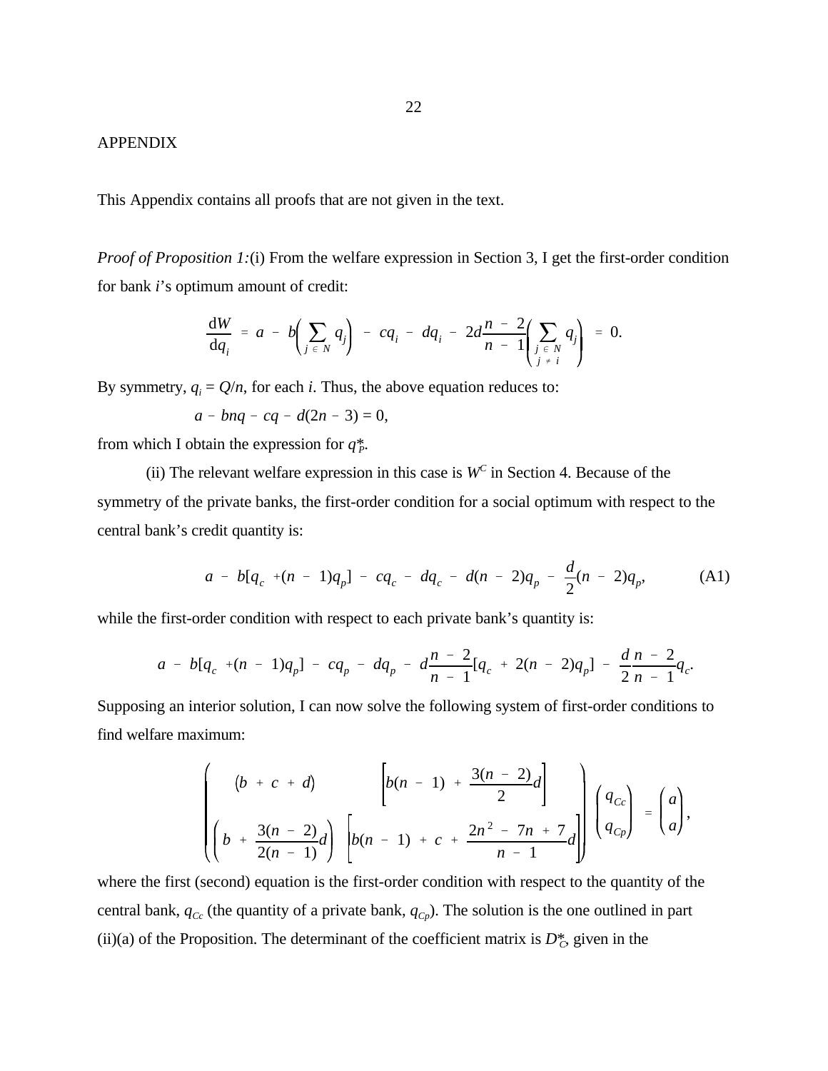APPENDIX

This Appendix contains all proofs that are not given in the text.

*Proof of Proposition 1:*(i) From the welfare expression in Section 3, I get the first-order condition for bank *i*'s optimum amount of credit:

$$\frac{\mathrm{d}W}{\mathrm{d}q_i} = a - b\left(\sum_{j \in N} q_j\right) - cq_i - dq_i - 2d\frac{n-2}{n-1}\left(\sum_{\substack{j \in N \\ j \neq i}} q_j\right) = 0.$$

By symmetry, $q_i = Q/n$, for each $i$. Thus, the above equation reduces to:

$$a - bnq - cq - d(2n-3) = 0,$$

from which I obtain the expression for $q^*_P$.

(ii) The relevant welfare expression in this case is $W^C$ in Section 4. Because of the symmetry of the private banks, the first-order condition for a social optimum with respect to the central bank's credit quantity is:

$$a - b[q_c + (n-1)q_p] - cq_c - dq_c - d(n-2)q_p - \frac{d}{2}(n-2)q_p, \tag{A1}$$

while the first-order condition with respect to each private bank's quantity is:

$$a - b[q_c + (n-1)q_p] - cq_p - dq_p - d\frac{n-2}{n-1}[q_c + 2(n-2)q_p] - \frac{d}{2}\frac{n-2}{n-1}q_c.$$

Supposing an interior solution, I can now solve the following system of first-order conditions to find welfare maximum:

$$\begin{pmatrix} (b + c + d) & \left[b(n-1) + \dfrac{3(n-2)}{2}d\right] \\ \left(b + \dfrac{3(n-2)}{2(n-1)}d\right) & \left[b(n-1) + c + \dfrac{2n^2 - 7n + 7}{n-1}d\right] \end{pmatrix} \begin{pmatrix} q_{Cc} \\ q_{Cp} \end{pmatrix} = \begin{pmatrix} a \\ a \end{pmatrix},$$

where the first (second) equation is the first-order condition with respect to the quantity of the central bank, $q_{Cc}$ (the quantity of a private bank, $q_{Cp}$). The solution is the one outlined in part (ii)(a) of the Proposition. The determinant of the coefficient matrix is $D^*_C$, given in the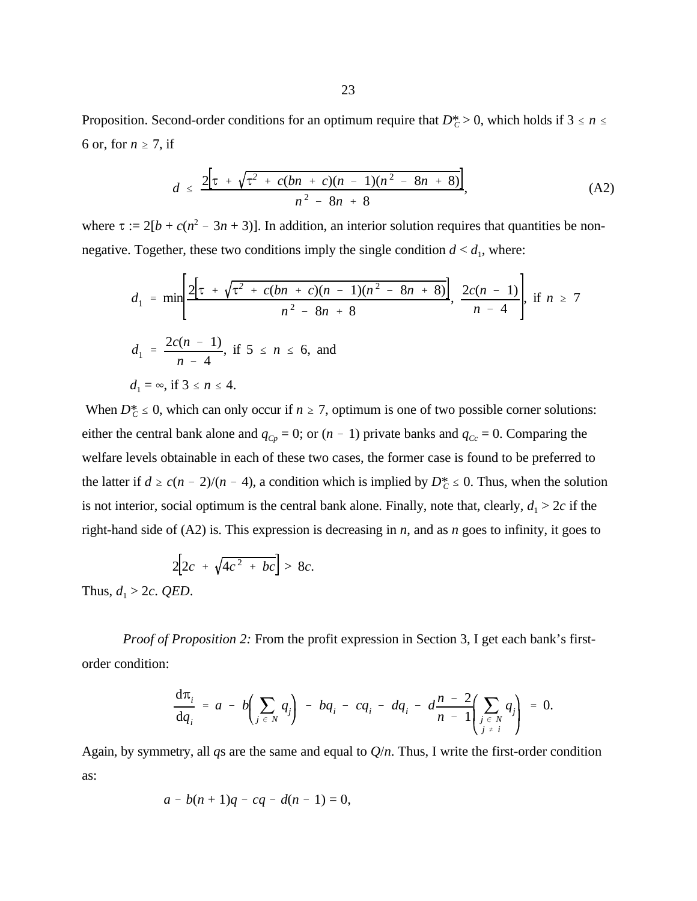Proposition. Second-order conditions for an optimum require that $D^*_C > 0$, which holds if $3 \leq n \leq 6$ or, for $n \geq 7$, if

$$d \leq \frac{2\left[\tau + \sqrt{\tau^2 + c(bn + c)(n - 1)(n^2 - 8n + 8)}\right]}{n^2 - 8n + 8}, \tag{A2}$$

where $\tau := 2[b + c(n^2 - 3n + 3)]$. In addition, an interior solution requires that quantities be non-negative. Together, these two conditions imply the single condition $d < d_1$, where:

$$d_1 = \min\left[\frac{2\left[\tau + \sqrt{\tau^2 + c(bn + c)(n - 1)(n^2 - 8n + 8)}\right]}{n^2 - 8n + 8}, \ \frac{2c(n - 1)}{n - 4}\right], \text{ if } n \geq 7$$

$$d_1 = \frac{2c(n - 1)}{n - 4}, \text{ if } 5 \leq n \leq 6, \text{ and}$$

$d_1 = \infty$, if $3 \leq n \leq 4$.

When $D^*_C \leq 0$, which can only occur if $n \geq 7$, optimum is one of two possible corner solutions: either the central bank alone and $q_{Cp} = 0$; or $(n - 1)$ private banks and $q_{Cc} = 0$. Comparing the welfare levels obtainable in each of these two cases, the former case is found to be preferred to the latter if $d \geq c(n - 2)/(n - 4)$, a condition which is implied by $D^*_C \leq 0$. Thus, when the solution is not interior, social optimum is the central bank alone. Finally, note that, clearly, $d_1 > 2c$ if the right-hand side of (A2) is. This expression is decreasing in $n$, and as $n$ goes to infinity, it goes to

$$2\left[2c + \sqrt{4c^2 + bc}\right] > 8c.$$

Thus, $d_1 > 2c$. *QED*.

*Proof of Proposition 2:* From the profit expression in Section 3, I get each bank's first-order condition:

$$\frac{\mathrm{d}\pi_i}{\mathrm{d}q_i} = a - b\left(\sum_{j \in N} q_j\right) - bq_i - cq_i - dq_i - d\frac{n - 2}{n - 1}\left(\sum_{\substack{j \in N \\ j \neq i}} q_j\right) = 0.$$

Again, by symmetry, all $q$s are the same and equal to $Q/n$. Thus, I write the first-order condition as:

$$a - b(n + 1)q - cq - d(n - 1) = 0,$$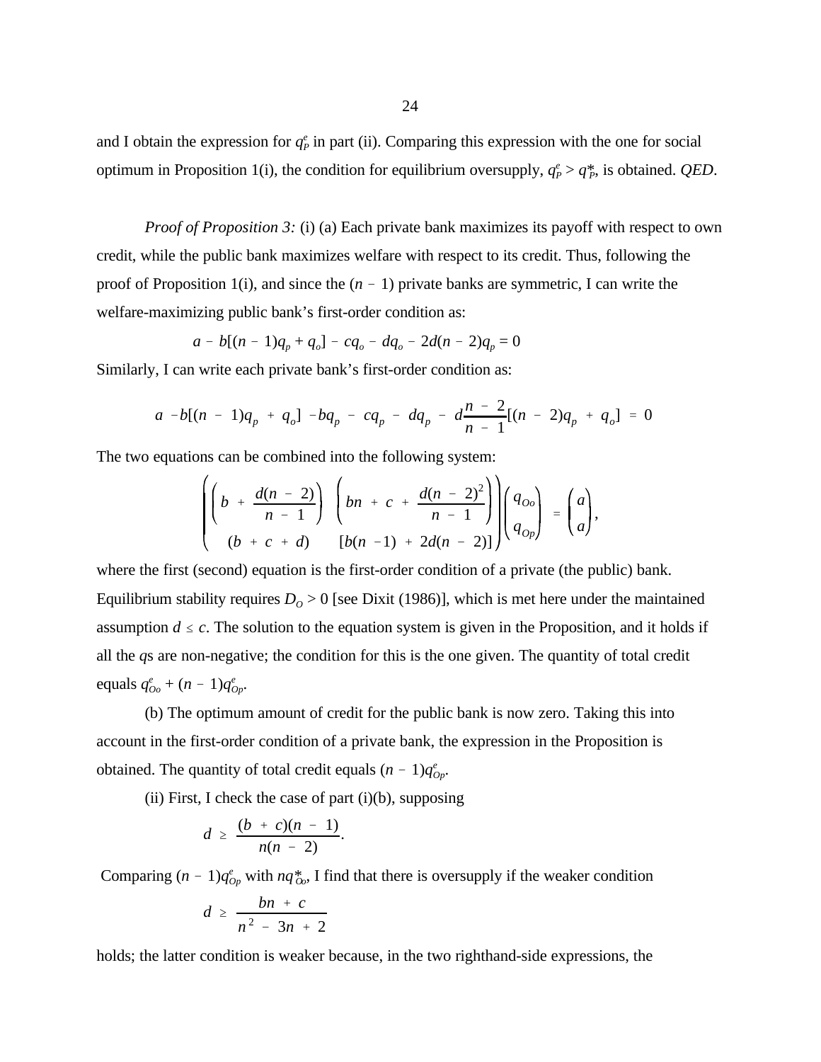and I obtain the expression for $q_P^e$ in part (ii). Comparing this expression with the one for social optimum in Proposition 1(i), the condition for equilibrium oversupply, $q_P^e > q_P^*$, is obtained. *QED*.

*Proof of Proposition 3:* (i) (a) Each private bank maximizes its payoff with respect to own credit, while the public bank maximizes welfare with respect to its credit. Thus, following the proof of Proposition 1(i), and since the $(n-1)$ private banks are symmetric, I can write the welfare-maximizing public bank's first-order condition as:

$$a - b[(n-1)q_p + q_o] - cq_o - dq_o - 2d(n-2)q_p = 0$$

Similarly, I can write each private bank's first-order condition as:

$$a - b[(n-1)q_p + q_o] - bq_p - cq_p - dq_p - d\frac{n-2}{n-1}[(n-2)q_p + q_o] = 0$$

The two equations can be combined into the following system:

$$\begin{pmatrix} \left(b + \dfrac{d(n-2)}{n-1}\right) & \left(bn + c + \dfrac{d(n-2)^2}{n-1}\right) \\ (b + c + d) & [b(n-1) + 2d(n-2)] \end{pmatrix} \begin{pmatrix} q_{Oo} \\ q_{Op} \end{pmatrix} = \begin{pmatrix} a \\ a \end{pmatrix},$$

where the first (second) equation is the first-order condition of a private (the public) bank. Equilibrium stability requires $D_O > 0$ [see Dixit (1986)], which is met here under the maintained assumption $d \leq c$. The solution to the equation system is given in the Proposition, and it holds if all the $q$s are non-negative; the condition for this is the one given. The quantity of total credit equals $q_{Oo}^e + (n-1)q_{Op}^e$.

(b) The optimum amount of credit for the public bank is now zero. Taking this into account in the first-order condition of a private bank, the expression in the Proposition is obtained. The quantity of total credit equals $(n-1)q_{Op}^e$.

(ii) First, I check the case of part (i)(b), supposing

$$d \geq \frac{(b+c)(n-1)}{n(n-2)}.$$

Comparing $(n-1)q_{Op}^e$ with $nq_{Oo}^*$, I find that there is oversupply if the weaker condition

$$d \geq \frac{bn + c}{n^2 - 3n + 2}$$

holds; the latter condition is weaker because, in the two righthand-side expressions, the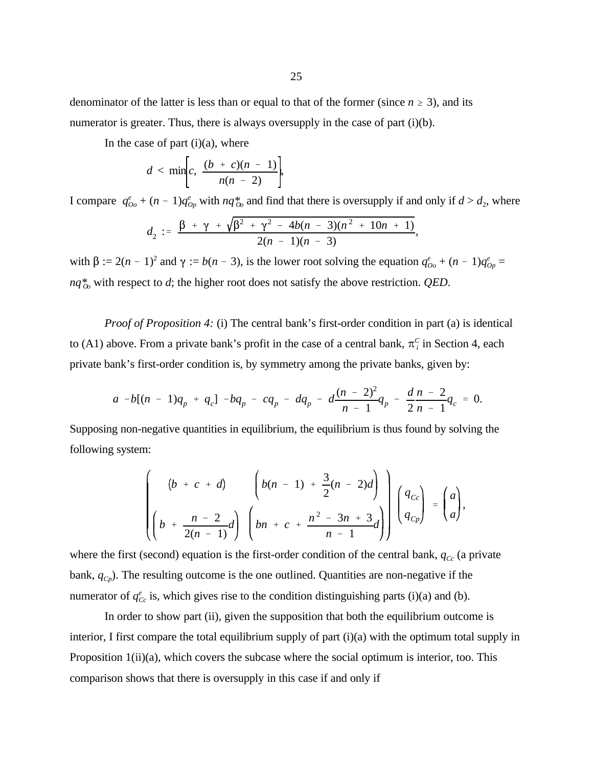denominator of the latter is less than or equal to that of the former (since $n \geq 3$), and its numerator is greater. Thus, there is always oversupply in the case of part (i)(b).

In the case of part (i)(a), where

$$d < \min\left[c, \frac{(b + c)(n - 1)}{n(n - 2)}\right],$$

I compare $q^e_{Oo} + (n - 1)q^e_{Op}$ with $nq^*_{Oo}$ and find that there is oversupply if and only if $d > d_2$, where

$$d_2 := \frac{\beta + \gamma + \sqrt{\beta^2 + \gamma^2 - 4b(n - 3)(n^2 + 10n + 1)}}{2(n - 1)(n - 3)},$$

with $\beta := 2(n - 1)^2$ and $\gamma := b(n - 3)$, is the lower root solving the equation $q^e_{Oo} + (n - 1)q^e_{Op} = nq^*_{Oo}$ with respect to $d$; the higher root does not satisfy the above restriction. *QED*.

*Proof of Proposition 4:* (i) The central bank's first-order condition in part (a) is identical to (A1) above. From a private bank's profit in the case of a central bank, $\pi^C_i$ in Section 4, each private bank's first-order condition is, by symmetry among the private banks, given by:

$$a - b[(n - 1)q_p + q_c] - bq_p - cq_p - dq_p - d\frac{(n - 2)^2}{n - 1}q_p - \frac{d}{2}\frac{n - 2}{n - 1}q_c = 0.$$

Supposing non-negative quantities in equilibrium, the equilibrium is thus found by solving the following system:

$$\begin{pmatrix} (b + c + d) & \left(b(n - 1) + \frac{3}{2}(n - 2)d\right) \\ \left(b + \frac{n - 2}{2(n - 1)}d\right) & \left(bn + c + \frac{n^2 - 3n + 3}{n - 1}d\right) \end{pmatrix} \begin{pmatrix} q_{Cc} \\ q_{Cp} \end{pmatrix} = \begin{pmatrix} a \\ a \end{pmatrix},$$

where the first (second) equation is the first-order condition of the central bank, $q_{Cc}$ (a private bank, $q_{Cp}$). The resulting outcome is the one outlined. Quantities are non-negative if the numerator of $q^e_{Cc}$ is, which gives rise to the condition distinguishing parts (i)(a) and (b).

In order to show part (ii), given the supposition that both the equilibrium outcome is interior, I first compare the total equilibrium supply of part (i)(a) with the optimum total supply in Proposition 1(ii)(a), which covers the subcase where the social optimum is interior, too. This comparison shows that there is oversupply in this case if and only if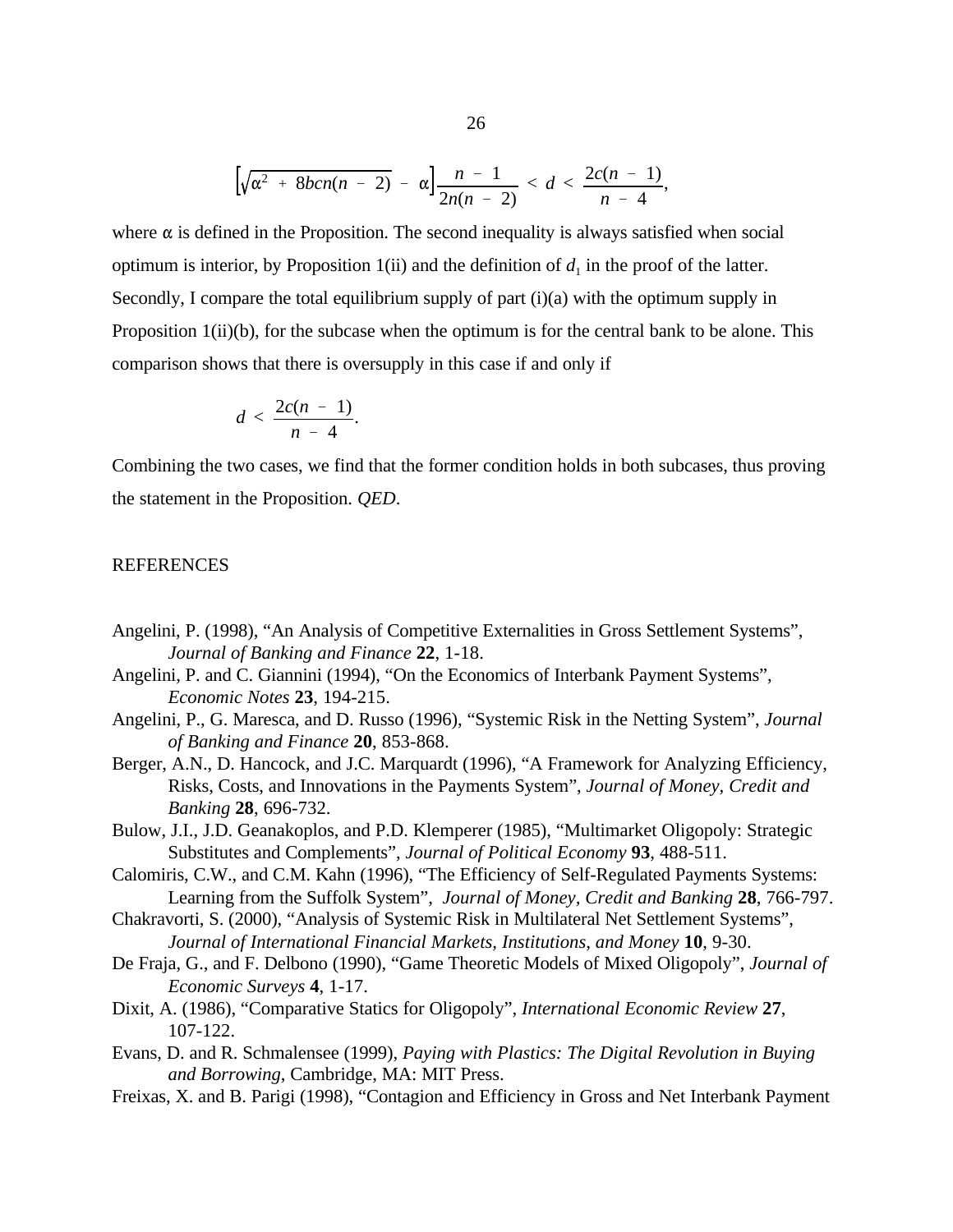$$\left[\sqrt{\alpha^2 + 8bcn(n-2)} - \alpha\right]\frac{n-1}{2n(n-2)} < d < \frac{2c(n-1)}{n-4},$$

where $\alpha$ is defined in the Proposition. The second inequality is always satisfied when social optimum is interior, by Proposition 1(ii) and the definition of $d_1$ in the proof of the latter. Secondly, I compare the total equilibrium supply of part (i)(a) with the optimum supply in Proposition 1(ii)(b), for the subcase when the optimum is for the central bank to be alone. This comparison shows that there is oversupply in this case if and only if

$$d < \frac{2c(n-1)}{n-4}.$$

Combining the two cases, we find that the former condition holds in both subcases, thus proving the statement in the Proposition. *QED*.

## REFERENCES

Angelini, P. (1998), "An Analysis of Competitive Externalities in Gross Settlement Systems", *Journal of Banking and Finance* **22**, 1-18.

Angelini, P. and C. Giannini (1994), "On the Economics of Interbank Payment Systems", *Economic Notes* **23**, 194-215.

Angelini, P., G. Maresca, and D. Russo (1996), "Systemic Risk in the Netting System", *Journal of Banking and Finance* **20**, 853-868.

Berger, A.N., D. Hancock, and J.C. Marquardt (1996), "A Framework for Analyzing Efficiency, Risks, Costs, and Innovations in the Payments System", *Journal of Money, Credit and Banking* **28**, 696-732.

Bulow, J.I., J.D. Geanakoplos, and P.D. Klemperer (1985), "Multimarket Oligopoly: Strategic Substitutes and Complements", *Journal of Political Economy* **93**, 488-511.

Calomiris, C.W., and C.M. Kahn (1996), "The Efficiency of Self-Regulated Payments Systems: Learning from the Suffolk System", *Journal of Money, Credit and Banking* **28**, 766-797.

Chakravorti, S. (2000), "Analysis of Systemic Risk in Multilateral Net Settlement Systems", *Journal of International Financial Markets, Institutions, and Money* **10**, 9-30.

De Fraja, G., and F. Delbono (1990), "Game Theoretic Models of Mixed Oligopoly", *Journal of Economic Surveys* **4**, 1-17.

Dixit, A. (1986), "Comparative Statics for Oligopoly", *International Economic Review* **27**, 107-122.

Evans, D. and R. Schmalensee (1999), *Paying with Plastics: The Digital Revolution in Buying and Borrowing*, Cambridge, MA: MIT Press.

Freixas, X. and B. Parigi (1998), "Contagion and Efficiency in Gross and Net Interbank Payment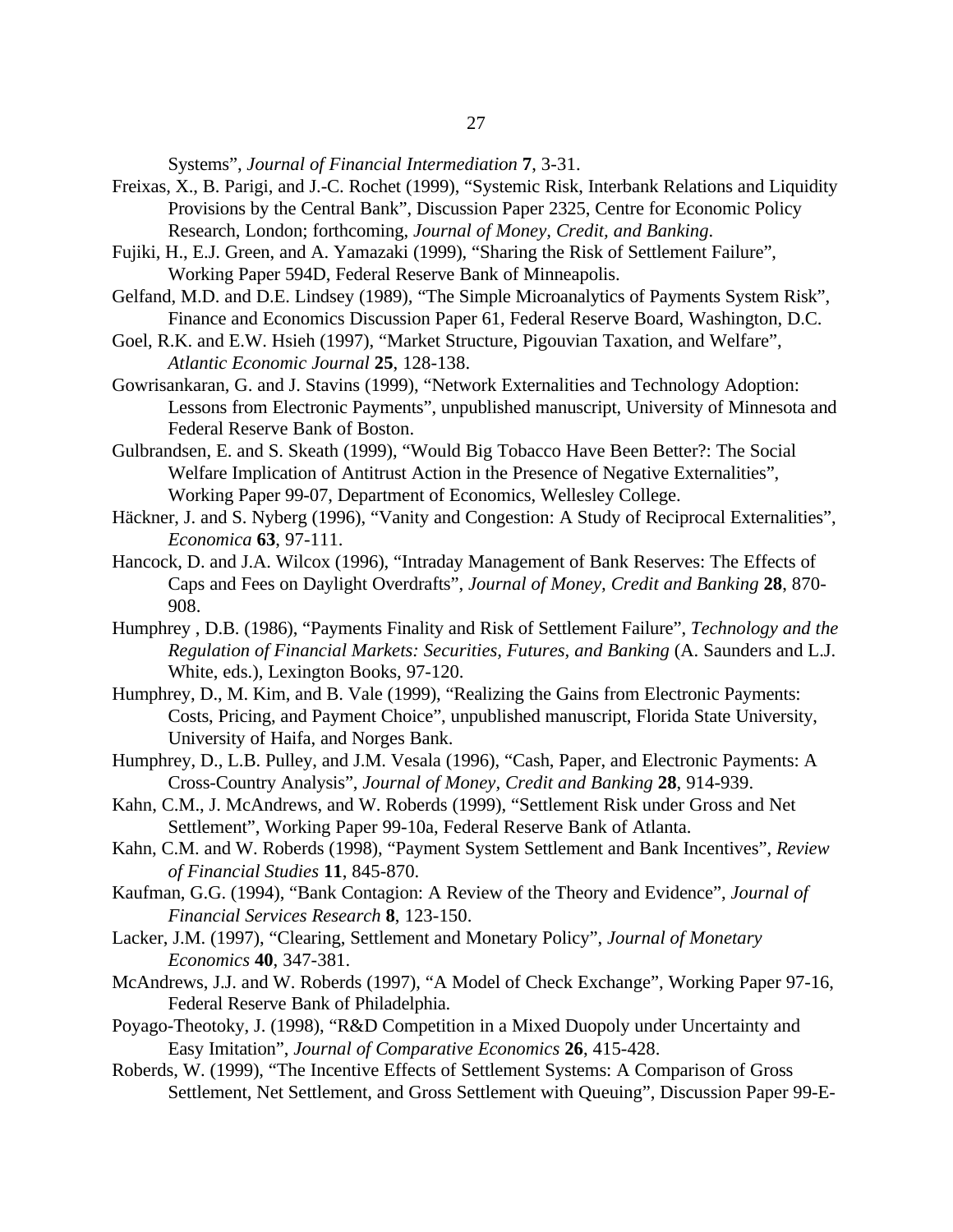Systems", *Journal of Financial Intermediation* **7**, 3-31.

Freixas, X., B. Parigi, and J.-C. Rochet (1999), "Systemic Risk, Interbank Relations and Liquidity Provisions by the Central Bank", Discussion Paper 2325, Centre for Economic Policy Research, London; forthcoming, *Journal of Money, Credit, and Banking*.

Fujiki, H., E.J. Green, and A. Yamazaki (1999), "Sharing the Risk of Settlement Failure", Working Paper 594D, Federal Reserve Bank of Minneapolis.

Gelfand, M.D. and D.E. Lindsey (1989), "The Simple Microanalytics of Payments System Risk", Finance and Economics Discussion Paper 61, Federal Reserve Board, Washington, D.C.

Goel, R.K. and E.W. Hsieh (1997), "Market Structure, Pigouvian Taxation, and Welfare", *Atlantic Economic Journal* **25**, 128-138.

Gowrisankaran, G. and J. Stavins (1999), "Network Externalities and Technology Adoption: Lessons from Electronic Payments", unpublished manuscript, University of Minnesota and Federal Reserve Bank of Boston.

Gulbrandsen, E. and S. Skeath (1999), "Would Big Tobacco Have Been Better?: The Social Welfare Implication of Antitrust Action in the Presence of Negative Externalities", Working Paper 99-07, Department of Economics, Wellesley College.

Häckner, J. and S. Nyberg (1996), "Vanity and Congestion: A Study of Reciprocal Externalities", *Economica* **63**, 97-111.

Hancock, D. and J.A. Wilcox (1996), "Intraday Management of Bank Reserves: The Effects of Caps and Fees on Daylight Overdrafts", *Journal of Money, Credit and Banking* **28**, 870-908.

Humphrey , D.B. (1986), "Payments Finality and Risk of Settlement Failure", *Technology and the Regulation of Financial Markets: Securities, Futures, and Banking* (A. Saunders and L.J. White, eds.), Lexington Books, 97-120.

Humphrey, D., M. Kim, and B. Vale (1999), "Realizing the Gains from Electronic Payments: Costs, Pricing, and Payment Choice", unpublished manuscript, Florida State University, University of Haifa, and Norges Bank.

Humphrey, D., L.B. Pulley, and J.M. Vesala (1996), "Cash, Paper, and Electronic Payments: A Cross-Country Analysis", *Journal of Money, Credit and Banking* **28**, 914-939.

Kahn, C.M., J. McAndrews, and W. Roberds (1999), "Settlement Risk under Gross and Net Settlement", Working Paper 99-10a, Federal Reserve Bank of Atlanta.

Kahn, C.M. and W. Roberds (1998), "Payment System Settlement and Bank Incentives", *Review of Financial Studies* **11**, 845-870.

Kaufman, G.G. (1994), "Bank Contagion: A Review of the Theory and Evidence", *Journal of Financial Services Research* **8**, 123-150.

Lacker, J.M. (1997), "Clearing, Settlement and Monetary Policy", *Journal of Monetary Economics* **40**, 347-381.

McAndrews, J.J. and W. Roberds (1997), "A Model of Check Exchange", Working Paper 97-16, Federal Reserve Bank of Philadelphia.

Poyago-Theotoky, J. (1998), "R&D Competition in a Mixed Duopoly under Uncertainty and Easy Imitation", *Journal of Comparative Economics* **26**, 415-428.

Roberds, W. (1999), "The Incentive Effects of Settlement Systems: A Comparison of Gross Settlement, Net Settlement, and Gross Settlement with Queuing", Discussion Paper 99-E-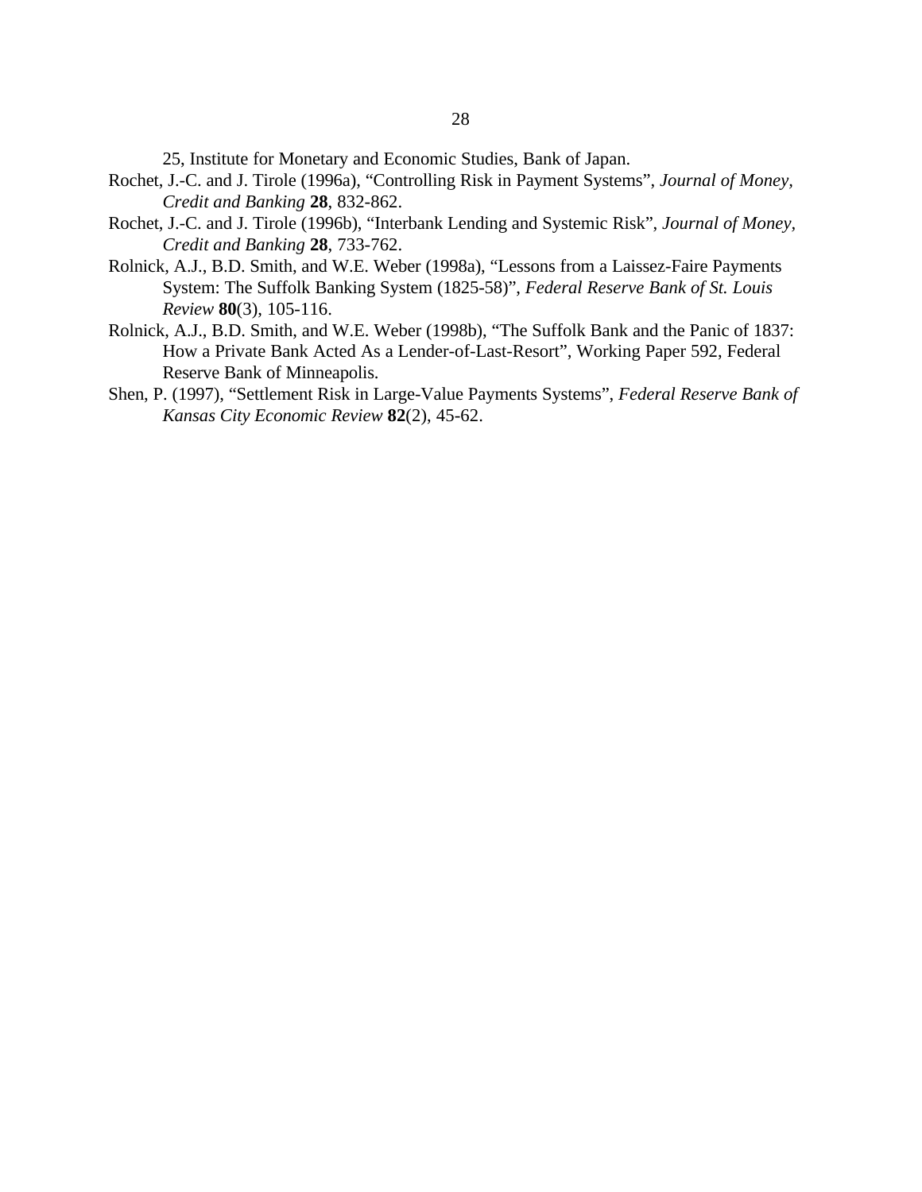25, Institute for Monetary and Economic Studies, Bank of Japan.

Rochet, J.-C. and J. Tirole (1996a), "Controlling Risk in Payment Systems", *Journal of Money, Credit and Banking* **28**, 832-862.

Rochet, J.-C. and J. Tirole (1996b), "Interbank Lending and Systemic Risk", *Journal of Money, Credit and Banking* **28**, 733-762.

Rolnick, A.J., B.D. Smith, and W.E. Weber (1998a), "Lessons from a Laissez-Faire Payments System: The Suffolk Banking System (1825-58)", *Federal Reserve Bank of St. Louis Review* **80**(3), 105-116.

Rolnick, A.J., B.D. Smith, and W.E. Weber (1998b), "The Suffolk Bank and the Panic of 1837: How a Private Bank Acted As a Lender-of-Last-Resort", Working Paper 592, Federal Reserve Bank of Minneapolis.

Shen, P. (1997), "Settlement Risk in Large-Value Payments Systems", *Federal Reserve Bank of Kansas City Economic Review* **82**(2), 45-62.